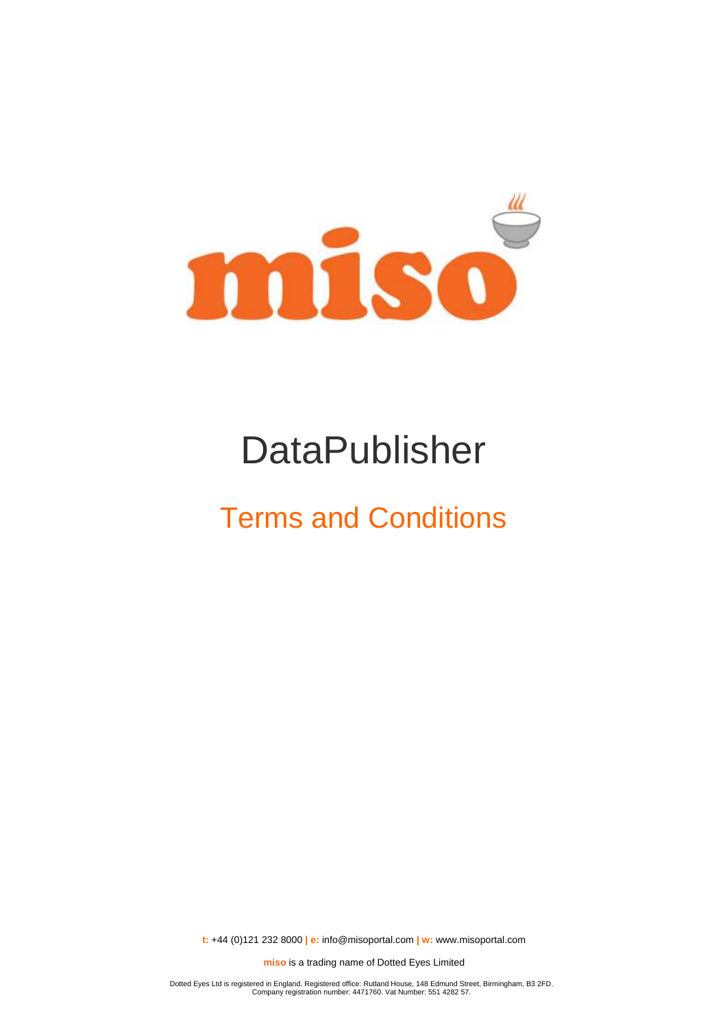miso

# DataPublisher

## Terms and Conditions

**t:** +44 (0)121 232 8000 **|** **e:** info@misoportal.com **|** **w:** www.misoportal.com

**miso** is a trading name of Dotted Eyes Limited

Dotted Eyes Ltd is registered in England. Registered office: Rutland House, 148 Edmund Street, Birmingham, B3 2FD.
Company registration number: 4471760. Vat Number: 551 4282 57.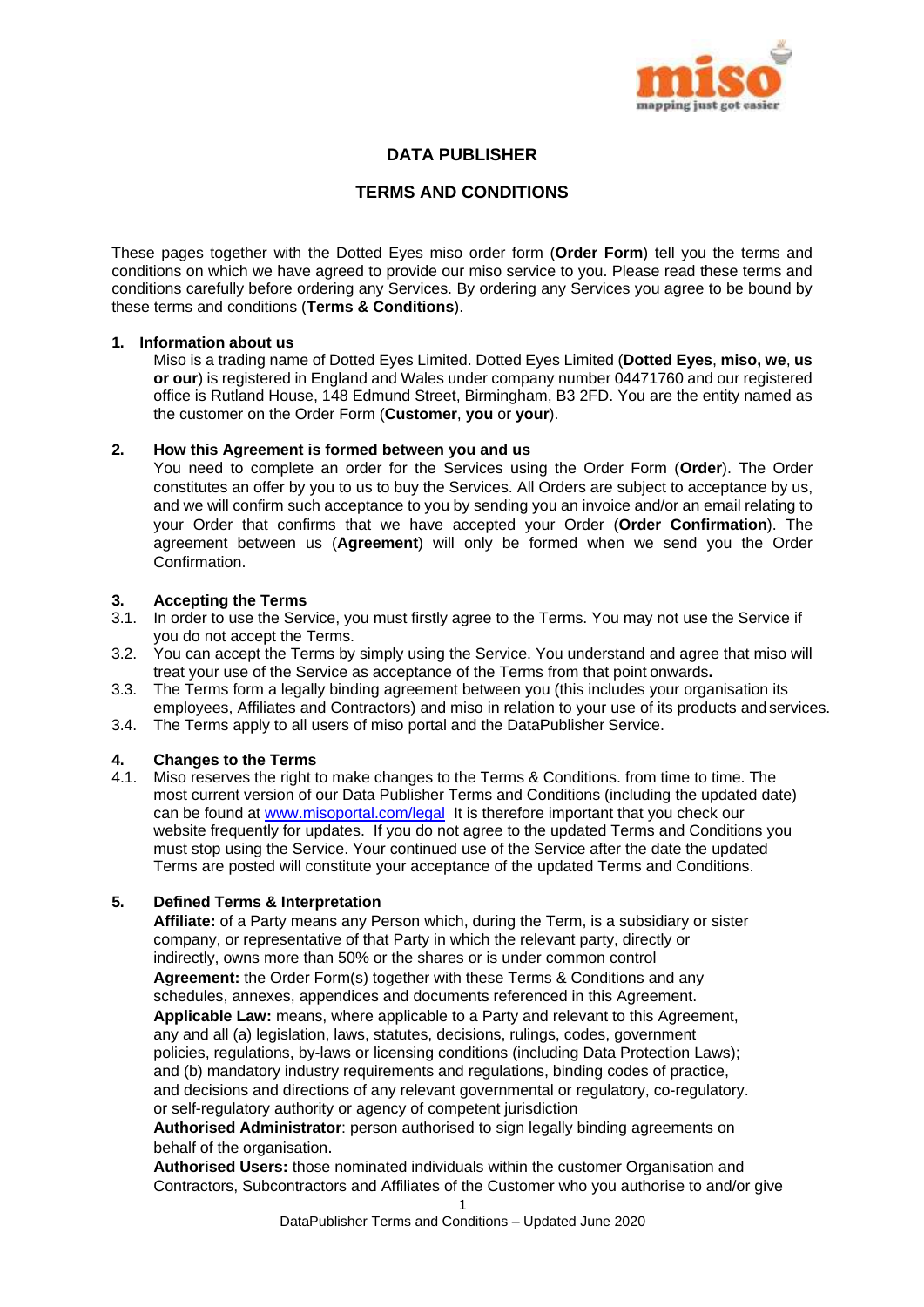# DATA PUBLISHER

# TERMS AND CONDITIONS

These pages together with the Dotted Eyes miso order form (**Order Form**) tell you the terms and conditions on which we have agreed to provide our miso service to you. Please read these terms and conditions carefully before ordering any Services. By ordering any Services you agree to be bound by these terms and conditions (**Terms & Conditions**).

## 1. Information about us

Miso is a trading name of Dotted Eyes Limited. Dotted Eyes Limited (**Dotted Eyes**, **miso, we**, **us or our**) is registered in England and Wales under company number 04471760 and our registered office is Rutland House, 148 Edmund Street, Birmingham, B3 2FD. You are the entity named as the customer on the Order Form (**Customer**, **you** or **your**).

## 2. How this Agreement is formed between you and us

You need to complete an order for the Services using the Order Form (**Order**). The Order constitutes an offer by you to us to buy the Services. All Orders are subject to acceptance by us, and we will confirm such acceptance to you by sending you an invoice and/or an email relating to your Order that confirms that we have accepted your Order (**Order Confirmation**). The agreement between us (**Agreement**) will only be formed when we send you the Order Confirmation.

## 3. Accepting the Terms

3.1. In order to use the Service, you must firstly agree to the Terms. You may not use the Service if you do not accept the Terms.

3.2. You can accept the Terms by simply using the Service. You understand and agree that miso will treat your use of the Service as acceptance of the Terms from that point onwards**.**

3.3. The Terms form a legally binding agreement between you (this includes your organisation its employees, Affiliates and Contractors) and miso in relation to your use of its products and services.

3.4. The Terms apply to all users of miso portal and the DataPublisher Service.

## 4. Changes to the Terms

4.1. Miso reserves the right to make changes to the Terms & Conditions. from time to time. The most current version of our Data Publisher Terms and Conditions (including the updated date) can be found at [www.misoportal.com/legal](www.misoportal.com/legal) It is therefore important that you check our website frequently for updates. If you do not agree to the updated Terms and Conditions you must stop using the Service. Your continued use of the Service after the date the updated Terms are posted will constitute your acceptance of the updated Terms and Conditions.

## 5. Defined Terms & Interpretation

**Affiliate:** of a Party means any Person which, during the Term, is a subsidiary or sister company, or representative of that Party in which the relevant party, directly or indirectly, owns more than 50% or the shares or is under common control

**Agreement:** the Order Form(s) together with these Terms & Conditions and any schedules, annexes, appendices and documents referenced in this Agreement.

**Applicable Law:** means, where applicable to a Party and relevant to this Agreement, any and all (a) legislation, laws, statutes, decisions, rulings, codes, government policies, regulations, by-laws or licensing conditions (including Data Protection Laws); and (b) mandatory industry requirements and regulations, binding codes of practice, and decisions and directions of any relevant governmental or regulatory, co-regulatory. or self-regulatory authority or agency of competent jurisdiction

**Authorised Administrator**: person authorised to sign legally binding agreements on behalf of the organisation.

**Authorised Users:** those nominated individuals within the customer Organisation and Contractors, Subcontractors and Affiliates of the Customer who you authorise to and/or give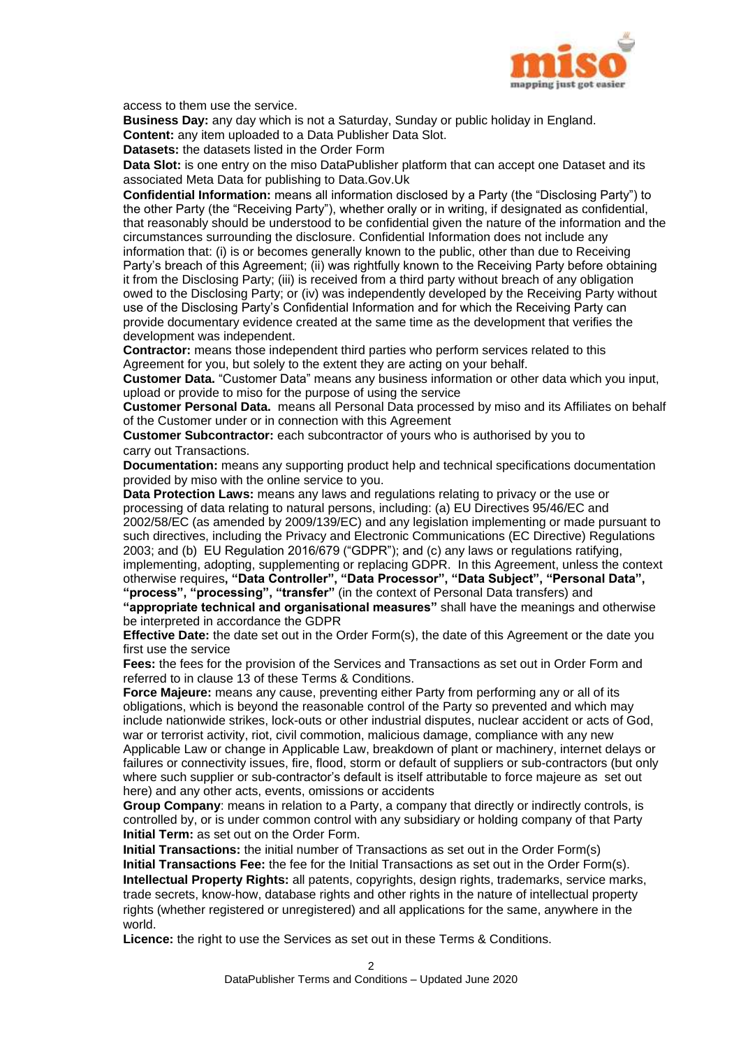access to them use the service.

**Business Day:** any day which is not a Saturday, Sunday or public holiday in England.

**Content:** any item uploaded to a Data Publisher Data Slot.

**Datasets:** the datasets listed in the Order Form

**Data Slot:** is one entry on the miso DataPublisher platform that can accept one Dataset and its associated Meta Data for publishing to Data.Gov.Uk

**Confidential Information:** means all information disclosed by a Party (the "Disclosing Party") to the other Party (the "Receiving Party"), whether orally or in writing, if designated as confidential, that reasonably should be understood to be confidential given the nature of the information and the circumstances surrounding the disclosure. Confidential Information does not include any information that: (i) is or becomes generally known to the public, other than due to Receiving Party's breach of this Agreement; (ii) was rightfully known to the Receiving Party before obtaining it from the Disclosing Party; (iii) is received from a third party without breach of any obligation owed to the Disclosing Party; or (iv) was independently developed by the Receiving Party without use of the Disclosing Party's Confidential Information and for which the Receiving Party can provide documentary evidence created at the same time as the development that verifies the development was independent.

**Contractor:** means those independent third parties who perform services related to this Agreement for you, but solely to the extent they are acting on your behalf.

**Customer Data.** "Customer Data" means any business information or other data which you input, upload or provide to miso for the purpose of using the service

**Customer Personal Data.** means all Personal Data processed by miso and its Affiliates on behalf of the Customer under or in connection with this Agreement

**Customer Subcontractor:** each subcontractor of yours who is authorised by you to carry out Transactions.

**Documentation:** means any supporting product help and technical specifications documentation provided by miso with the online service to you.

**Data Protection Laws:** means any laws and regulations relating to privacy or the use or processing of data relating to natural persons, including: (a) EU Directives 95/46/EC and 2002/58/EC (as amended by 2009/139/EC) and any legislation implementing or made pursuant to such directives, including the Privacy and Electronic Communications (EC Directive) Regulations 2003; and (b) EU Regulation 2016/679 ("GDPR"); and (c) any laws or regulations ratifying, implementing, adopting, supplementing or replacing GDPR. In this Agreement, unless the context otherwise requires**, "Data Controller", "Data Processor", "Data Subject", "Personal Data", "process", "processing", "transfer"** (in the context of Personal Data transfers) and **"appropriate technical and organisational measures"** shall have the meanings and otherwise be interpreted in accordance the GDPR

**Effective Date:** the date set out in the Order Form(s), the date of this Agreement or the date you first use the service

**Fees:** the fees for the provision of the Services and Transactions as set out in Order Form and referred to in clause 13 of these Terms & Conditions.

**Force Majeure:** means any cause, preventing either Party from performing any or all of its obligations, which is beyond the reasonable control of the Party so prevented and which may include nationwide strikes, lock-outs or other industrial disputes, nuclear accident or acts of God, war or terrorist activity, riot, civil commotion, malicious damage, compliance with any new Applicable Law or change in Applicable Law, breakdown of plant or machinery, internet delays or failures or connectivity issues, fire, flood, storm or default of suppliers or sub-contractors (but only where such supplier or sub-contractor's default is itself attributable to force majeure as set out here) and any other acts, events, omissions or accidents

**Group Company**: means in relation to a Party, a company that directly or indirectly controls, is controlled by, or is under common control with any subsidiary or holding company of that Party

**Initial Term:** as set out on the Order Form.

**Initial Transactions:** the initial number of Transactions as set out in the Order Form(s)

**Initial Transactions Fee:** the fee for the Initial Transactions as set out in the Order Form(s).

**Intellectual Property Rights:** all patents, copyrights, design rights, trademarks, service marks, trade secrets, know-how, database rights and other rights in the nature of intellectual property rights (whether registered or unregistered) and all applications for the same, anywhere in the world.

**Licence:** the right to use the Services as set out in these Terms & Conditions.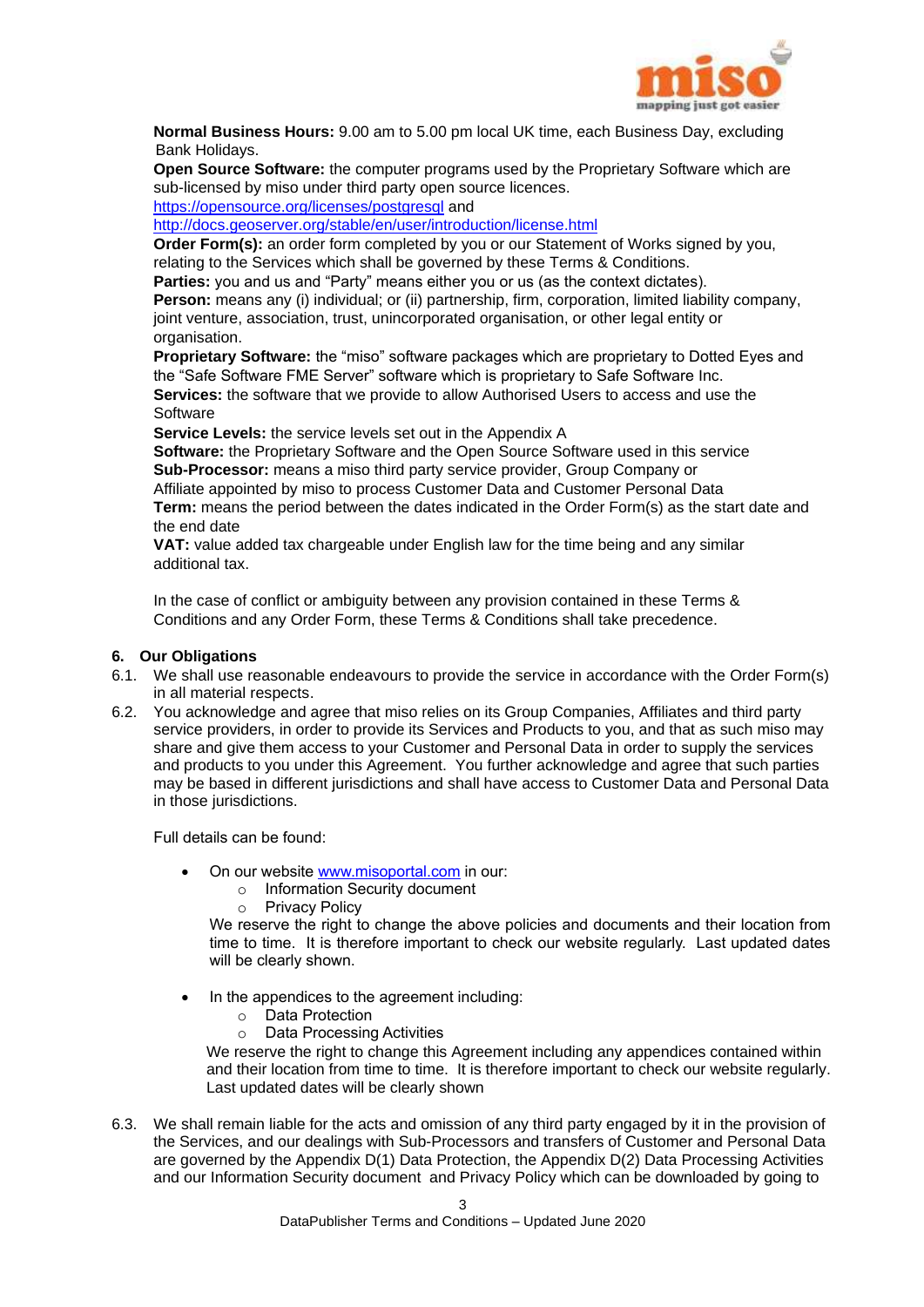**Normal Business Hours:** 9.00 am to 5.00 pm local UK time, each Business Day, excluding Bank Holidays.

**Open Source Software:** the computer programs used by the Proprietary Software which are sub-licensed by miso under third party open source licences.
https://opensource.org/licenses/postgresql and
http://docs.geoserver.org/stable/en/user/introduction/license.html

**Order Form(s):** an order form completed by you or our Statement of Works signed by you, relating to the Services which shall be governed by these Terms & Conditions.

**Parties:** you and us and "Party" means either you or us (as the context dictates).

**Person:** means any (i) individual; or (ii) partnership, firm, corporation, limited liability company, joint venture, association, trust, unincorporated organisation, or other legal entity or organisation.

**Proprietary Software:** the "miso" software packages which are proprietary to Dotted Eyes and the "Safe Software FME Server" software which is proprietary to Safe Software Inc.

**Services:** the software that we provide to allow Authorised Users to access and use the Software

**Service Levels:** the service levels set out in the Appendix A

**Software:** the Proprietary Software and the Open Source Software used in this service

**Sub-Processor:** means a miso third party service provider, Group Company or Affiliate appointed by miso to process Customer Data and Customer Personal Data

**Term:** means the period between the dates indicated in the Order Form(s) as the start date and the end date

**VAT:** value added tax chargeable under English law for the time being and any similar additional tax.

In the case of conflict or ambiguity between any provision contained in these Terms & Conditions and any Order Form, these Terms & Conditions shall take precedence.

## 6. Our Obligations

6.1. We shall use reasonable endeavours to provide the service in accordance with the Order Form(s) in all material respects.

6.2. You acknowledge and agree that miso relies on its Group Companies, Affiliates and third party service providers, in order to provide its Services and Products to you, and that as such miso may share and give them access to your Customer and Personal Data in order to supply the services and products to you under this Agreement. You further acknowledge and agree that such parties may be based in different jurisdictions and shall have access to Customer Data and Personal Data in those jurisdictions.

Full details can be found:

- On our website www.misoportal.com in our:
  - Information Security document
  - Privacy Policy

  We reserve the right to change the above policies and documents and their location from time to time. It is therefore important to check our website regularly. Last updated dates will be clearly shown.

- In the appendices to the agreement including:
  - Data Protection
  - Data Processing Activities

  We reserve the right to change this Agreement including any appendices contained within and their location from time to time. It is therefore important to check our website regularly. Last updated dates will be clearly shown

6.3. We shall remain liable for the acts and omission of any third party engaged by it in the provision of the Services, and our dealings with Sub-Processors and transfers of Customer and Personal Data are governed by the Appendix D(1) Data Protection, the Appendix D(2) Data Processing Activities and our Information Security document and Privacy Policy which can be downloaded by going to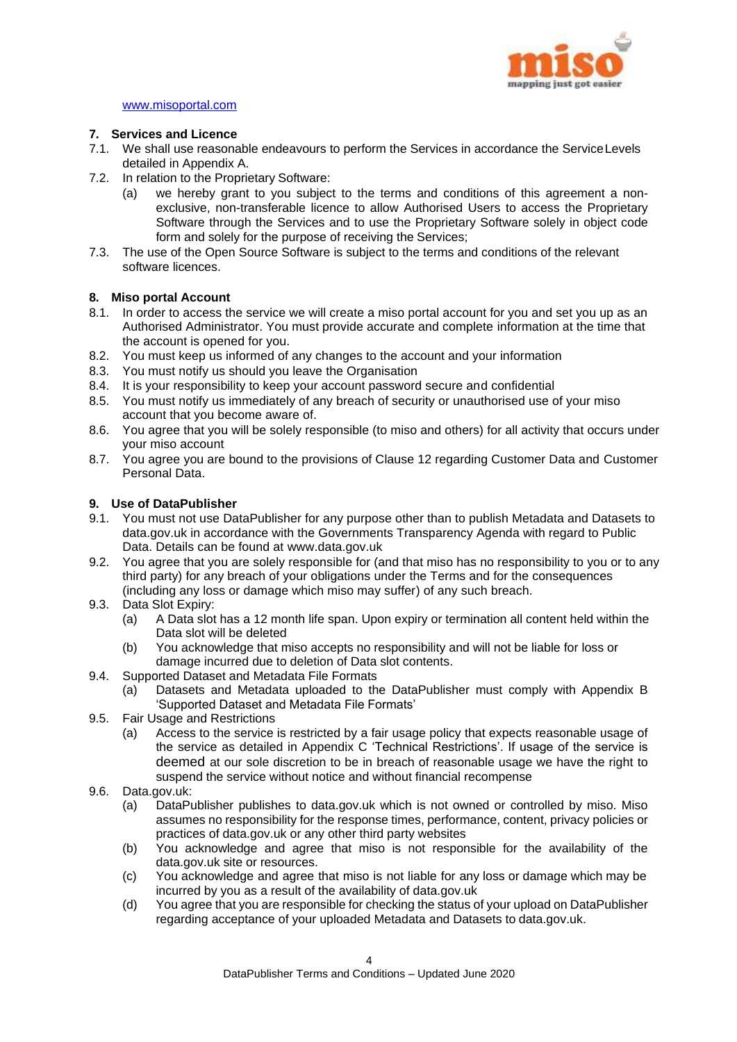www.misoportal.com

### 7. Services and Licence

7.1. We shall use reasonable endeavours to perform the Services in accordance the Service Levels detailed in Appendix A.

7.2. In relation to the Proprietary Software:

(a) we hereby grant to you subject to the terms and conditions of this agreement a non-exclusive, non-transferable licence to allow Authorised Users to access the Proprietary Software through the Services and to use the Proprietary Software solely in object code form and solely for the purpose of receiving the Services;

7.3. The use of the Open Source Software is subject to the terms and conditions of the relevant software licences.

### 8. Miso portal Account

8.1. In order to access the service we will create a miso portal account for you and set you up as an Authorised Administrator. You must provide accurate and complete information at the time that the account is opened for you.

8.2. You must keep us informed of any changes to the account and your information

8.3. You must notify us should you leave the Organisation

8.4. It is your responsibility to keep your account password secure and confidential

8.5. You must notify us immediately of any breach of security or unauthorised use of your miso account that you become aware of.

8.6. You agree that you will be solely responsible (to miso and others) for all activity that occurs under your miso account

8.7. You agree you are bound to the provisions of Clause 12 regarding Customer Data and Customer Personal Data.

### 9. Use of DataPublisher

9.1. You must not use DataPublisher for any purpose other than to publish Metadata and Datasets to data.gov.uk in accordance with the Governments Transparency Agenda with regard to Public Data. Details can be found at www.data.gov.uk

9.2. You agree that you are solely responsible for (and that miso has no responsibility to you or to any third party) for any breach of your obligations under the Terms and for the consequences (including any loss or damage which miso may suffer) of any such breach.

9.3. Data Slot Expiry:

(a) A Data slot has a 12 month life span. Upon expiry or termination all content held within the Data slot will be deleted

(b) You acknowledge that miso accepts no responsibility and will not be liable for loss or damage incurred due to deletion of Data slot contents.

9.4. Supported Dataset and Metadata File Formats

(a) Datasets and Metadata uploaded to the DataPublisher must comply with Appendix B 'Supported Dataset and Metadata File Formats'

9.5. Fair Usage and Restrictions

(a) Access to the service is restricted by a fair usage policy that expects reasonable usage of the service as detailed in Appendix C 'Technical Restrictions'. If usage of the service is deemed at our sole discretion to be in breach of reasonable usage we have the right to suspend the service without notice and without financial recompense

9.6. Data.gov.uk:

(a) DataPublisher publishes to data.gov.uk which is not owned or controlled by miso. Miso assumes no responsibility for the response times, performance, content, privacy policies or practices of data.gov.uk or any other third party websites

(b) You acknowledge and agree that miso is not responsible for the availability of the data.gov.uk site or resources.

(c) You acknowledge and agree that miso is not liable for any loss or damage which may be incurred by you as a result of the availability of data.gov.uk

(d) You agree that you are responsible for checking the status of your upload on DataPublisher regarding acceptance of your uploaded Metadata and Datasets to data.gov.uk.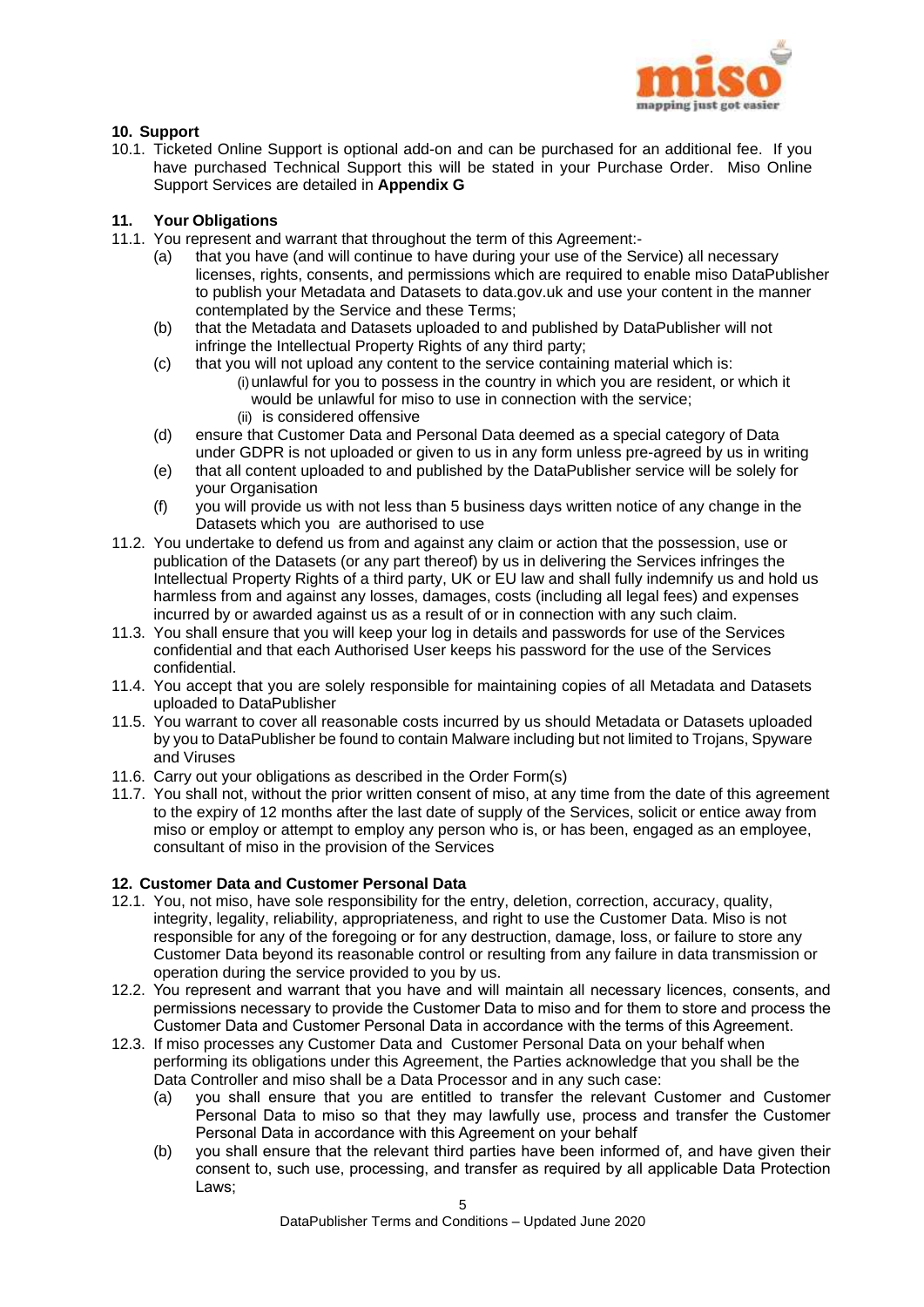## 10. Support

10.1. Ticketed Online Support is optional add-on and can be purchased for an additional fee. If you have purchased Technical Support this will be stated in your Purchase Order. Miso Online Support Services are detailed in **Appendix G**

## 11. Your Obligations

11.1. You represent and warrant that throughout the term of this Agreement:-

- (a) that you have (and will continue to have during your use of the Service) all necessary licenses, rights, consents, and permissions which are required to enable miso DataPublisher to publish your Metadata and Datasets to data.gov.uk and use your content in the manner contemplated by the Service and these Terms;
- (b) that the Metadata and Datasets uploaded to and published by DataPublisher will not infringe the Intellectual Property Rights of any third party;
- (c) that you will not upload any content to the service containing material which is:
  - (i) unlawful for you to possess in the country in which you are resident, or which it would be unlawful for miso to use in connection with the service;
  - (ii) is considered offensive
- (d) ensure that Customer Data and Personal Data deemed as a special category of Data under GDPR is not uploaded or given to us in any form unless pre-agreed by us in writing
- (e) that all content uploaded to and published by the DataPublisher service will be solely for your Organisation
- (f) you will provide us with not less than 5 business days written notice of any change in the Datasets which you are authorised to use

11.2. You undertake to defend us from and against any claim or action that the possession, use or publication of the Datasets (or any part thereof) by us in delivering the Services infringes the Intellectual Property Rights of a third party, UK or EU law and shall fully indemnify us and hold us harmless from and against any losses, damages, costs (including all legal fees) and expenses incurred by or awarded against us as a result of or in connection with any such claim.

11.3. You shall ensure that you will keep your log in details and passwords for use of the Services confidential and that each Authorised User keeps his password for the use of the Services confidential.

11.4. You accept that you are solely responsible for maintaining copies of all Metadata and Datasets uploaded to DataPublisher

11.5. You warrant to cover all reasonable costs incurred by us should Metadata or Datasets uploaded by you to DataPublisher be found to contain Malware including but not limited to Trojans, Spyware and Viruses

11.6. Carry out your obligations as described in the Order Form(s)

11.7. You shall not, without the prior written consent of miso, at any time from the date of this agreement to the expiry of 12 months after the last date of supply of the Services, solicit or entice away from miso or employ or attempt to employ any person who is, or has been, engaged as an employee, consultant of miso in the provision of the Services

## 12. Customer Data and Customer Personal Data

12.1. You, not miso, have sole responsibility for the entry, deletion, correction, accuracy, quality, integrity, legality, reliability, appropriateness, and right to use the Customer Data. Miso is not responsible for any of the foregoing or for any destruction, damage, loss, or failure to store any Customer Data beyond its reasonable control or resulting from any failure in data transmission or operation during the service provided to you by us.

12.2. You represent and warrant that you have and will maintain all necessary licences, consents, and permissions necessary to provide the Customer Data to miso and for them to store and process the Customer Data and Customer Personal Data in accordance with the terms of this Agreement.

12.3. If miso processes any Customer Data and Customer Personal Data on your behalf when performing its obligations under this Agreement, the Parties acknowledge that you shall be the Data Controller and miso shall be a Data Processor and in any such case:

- (a) you shall ensure that you are entitled to transfer the relevant Customer and Customer Personal Data to miso so that they may lawfully use, process and transfer the Customer Personal Data in accordance with this Agreement on your behalf
- (b) you shall ensure that the relevant third parties have been informed of, and have given their consent to, such use, processing, and transfer as required by all applicable Data Protection Laws;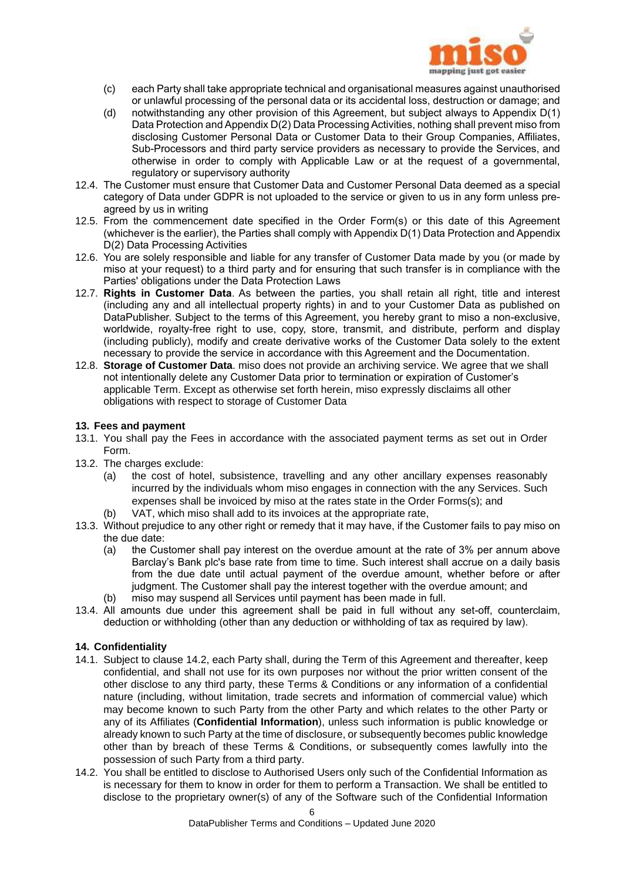(c) each Party shall take appropriate technical and organisational measures against unauthorised or unlawful processing of the personal data or its accidental loss, destruction or damage; and

(d) notwithstanding any other provision of this Agreement, but subject always to Appendix D(1) Data Protection and Appendix D(2) Data Processing Activities, nothing shall prevent miso from disclosing Customer Personal Data or Customer Data to their Group Companies, Affiliates, Sub-Processors and third party service providers as necessary to provide the Services, and otherwise in order to comply with Applicable Law or at the request of a governmental, regulatory or supervisory authority

12.4. The Customer must ensure that Customer Data and Customer Personal Data deemed as a special category of Data under GDPR is not uploaded to the service or given to us in any form unless pre-agreed by us in writing

12.5. From the commencement date specified in the Order Form(s) or this date of this Agreement (whichever is the earlier), the Parties shall comply with Appendix D(1) Data Protection and Appendix D(2) Data Processing Activities

12.6. You are solely responsible and liable for any transfer of Customer Data made by you (or made by miso at your request) to a third party and for ensuring that such transfer is in compliance with the Parties' obligations under the Data Protection Laws

12.7. **Rights in Customer Data**. As between the parties, you shall retain all right, title and interest (including any and all intellectual property rights) in and to your Customer Data as published on DataPublisher. Subject to the terms of this Agreement, you hereby grant to miso a non-exclusive, worldwide, royalty-free right to use, copy, store, transmit, and distribute, perform and display (including publicly), modify and create derivative works of the Customer Data solely to the extent necessary to provide the service in accordance with this Agreement and the Documentation.

12.8. **Storage of Customer Data**. miso does not provide an archiving service. We agree that we shall not intentionally delete any Customer Data prior to termination or expiration of Customer's applicable Term. Except as otherwise set forth herein, miso expressly disclaims all other obligations with respect to storage of Customer Data

## 13. Fees and payment

13.1. You shall pay the Fees in accordance with the associated payment terms as set out in Order Form.

13.2. The charges exclude:

(a) the cost of hotel, subsistence, travelling and any other ancillary expenses reasonably incurred by the individuals whom miso engages in connection with the any Services. Such expenses shall be invoiced by miso at the rates state in the Order Forms(s); and

(b) VAT, which miso shall add to its invoices at the appropriate rate,

13.3. Without prejudice to any other right or remedy that it may have, if the Customer fails to pay miso on the due date:

(a) the Customer shall pay interest on the overdue amount at the rate of 3% per annum above Barclay's Bank plc's base rate from time to time. Such interest shall accrue on a daily basis from the due date until actual payment of the overdue amount, whether before or after judgment. The Customer shall pay the interest together with the overdue amount; and

(b) miso may suspend all Services until payment has been made in full.

13.4. All amounts due under this agreement shall be paid in full without any set-off, counterclaim, deduction or withholding (other than any deduction or withholding of tax as required by law).

## 14. Confidentiality

14.1. Subject to clause 14.2, each Party shall, during the Term of this Agreement and thereafter, keep confidential, and shall not use for its own purposes nor without the prior written consent of the other disclose to any third party, these Terms & Conditions or any information of a confidential nature (including, without limitation, trade secrets and information of commercial value) which may become known to such Party from the other Party and which relates to the other Party or any of its Affiliates (**Confidential Information**), unless such information is public knowledge or already known to such Party at the time of disclosure, or subsequently becomes public knowledge other than by breach of these Terms & Conditions, or subsequently comes lawfully into the possession of such Party from a third party.

14.2. You shall be entitled to disclose to Authorised Users only such of the Confidential Information as is necessary for them to know in order for them to perform a Transaction. We shall be entitled to disclose to the proprietary owner(s) of any of the Software such of the Confidential Information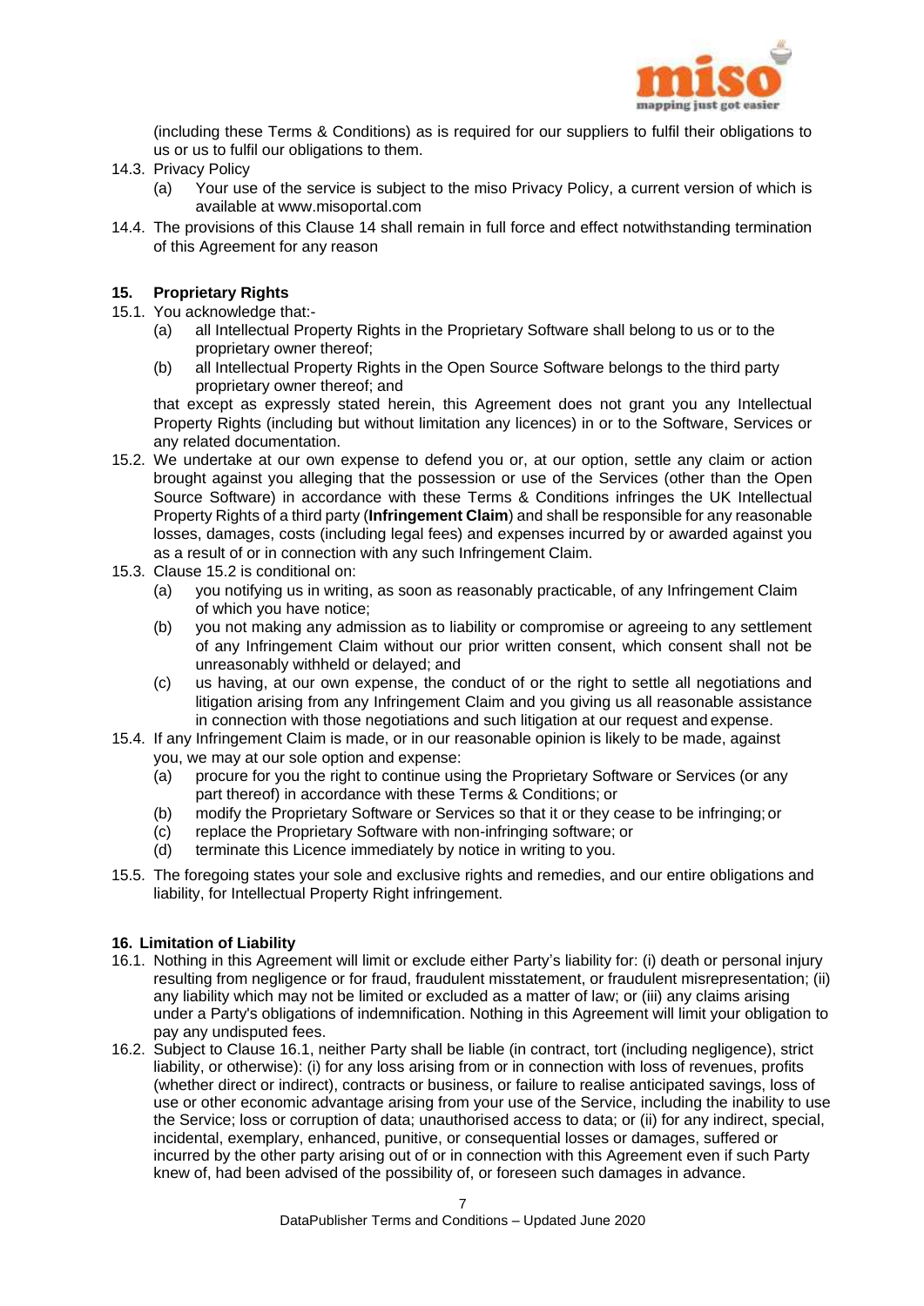(including these Terms & Conditions) as is required for our suppliers to fulfil their obligations to us or us to fulfil our obligations to them.

14.3. Privacy Policy

(a) Your use of the service is subject to the miso Privacy Policy, a current version of which is available at www.misoportal.com

14.4. The provisions of this Clause 14 shall remain in full force and effect notwithstanding termination of this Agreement for any reason

## 15. Proprietary Rights

15.1. You acknowledge that:-

(a) all Intellectual Property Rights in the Proprietary Software shall belong to us or to the proprietary owner thereof;

(b) all Intellectual Property Rights in the Open Source Software belongs to the third party proprietary owner thereof; and

that except as expressly stated herein, this Agreement does not grant you any Intellectual Property Rights (including but without limitation any licences) in or to the Software, Services or any related documentation.

15.2. We undertake at our own expense to defend you or, at our option, settle any claim or action brought against you alleging that the possession or use of the Services (other than the Open Source Software) in accordance with these Terms & Conditions infringes the UK Intellectual Property Rights of a third party (**Infringement Claim**) and shall be responsible for any reasonable losses, damages, costs (including legal fees) and expenses incurred by or awarded against you as a result of or in connection with any such Infringement Claim.

15.3. Clause 15.2 is conditional on:

(a) you notifying us in writing, as soon as reasonably practicable, of any Infringement Claim of which you have notice;

(b) you not making any admission as to liability or compromise or agreeing to any settlement of any Infringement Claim without our prior written consent, which consent shall not be unreasonably withheld or delayed; and

(c) us having, at our own expense, the conduct of or the right to settle all negotiations and litigation arising from any Infringement Claim and you giving us all reasonable assistance in connection with those negotiations and such litigation at our request and expense.

15.4. If any Infringement Claim is made, or in our reasonable opinion is likely to be made, against you, we may at our sole option and expense:

(a) procure for you the right to continue using the Proprietary Software or Services (or any part thereof) in accordance with these Terms & Conditions; or

(b) modify the Proprietary Software or Services so that it or they cease to be infringing; or

(c) replace the Proprietary Software with non-infringing software; or

(d) terminate this Licence immediately by notice in writing to you.

15.5. The foregoing states your sole and exclusive rights and remedies, and our entire obligations and liability, for Intellectual Property Right infringement.

## 16. Limitation of Liability

16.1. Nothing in this Agreement will limit or exclude either Party's liability for: (i) death or personal injury resulting from negligence or for fraud, fraudulent misstatement, or fraudulent misrepresentation; (ii) any liability which may not be limited or excluded as a matter of law; or (iii) any claims arising under a Party's obligations of indemnification. Nothing in this Agreement will limit your obligation to pay any undisputed fees.

16.2. Subject to Clause 16.1, neither Party shall be liable (in contract, tort (including negligence), strict liability, or otherwise): (i) for any loss arising from or in connection with loss of revenues, profits (whether direct or indirect), contracts or business, or failure to realise anticipated savings, loss of use or other economic advantage arising from your use of the Service, including the inability to use the Service; loss or corruption of data; unauthorised access to data; or (ii) for any indirect, special, incidental, exemplary, enhanced, punitive, or consequential losses or damages, suffered or incurred by the other party arising out of or in connection with this Agreement even if such Party knew of, had been advised of the possibility of, or foreseen such damages in advance.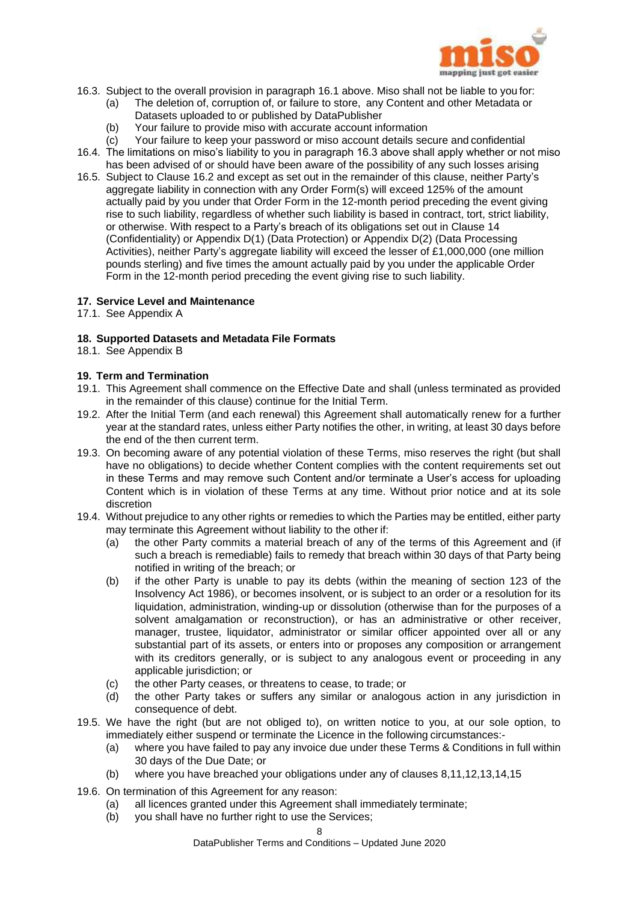16.3. Subject to the overall provision in paragraph 16.1 above. Miso shall not be liable to you for:

- (a) The deletion of, corruption of, or failure to store, any Content and other Metadata or Datasets uploaded to or published by DataPublisher
- (b) Your failure to provide miso with accurate account information
- (c) Your failure to keep your password or miso account details secure and confidential

16.4. The limitations on miso's liability to you in paragraph 16.3 above shall apply whether or not miso has been advised of or should have been aware of the possibility of any such losses arising

16.5. Subject to Clause 16.2 and except as set out in the remainder of this clause, neither Party's aggregate liability in connection with any Order Form(s) will exceed 125% of the amount actually paid by you under that Order Form in the 12-month period preceding the event giving rise to such liability, regardless of whether such liability is based in contract, tort, strict liability, or otherwise. With respect to a Party's breach of its obligations set out in Clause 14 (Confidentiality) or Appendix D(1) (Data Protection) or Appendix D(2) (Data Processing Activities), neither Party's aggregate liability will exceed the lesser of £1,000,000 (one million pounds sterling) and five times the amount actually paid by you under the applicable Order Form in the 12-month period preceding the event giving rise to such liability.

**17. Service Level and Maintenance**

17.1. See Appendix A

**18. Supported Datasets and Metadata File Formats**

18.1. See Appendix B

**19. Term and Termination**

19.1. This Agreement shall commence on the Effective Date and shall (unless terminated as provided in the remainder of this clause) continue for the Initial Term.

19.2. After the Initial Term (and each renewal) this Agreement shall automatically renew for a further year at the standard rates, unless either Party notifies the other, in writing, at least 30 days before the end of the then current term.

19.3. On becoming aware of any potential violation of these Terms, miso reserves the right (but shall have no obligations) to decide whether Content complies with the content requirements set out in these Terms and may remove such Content and/or terminate a User's access for uploading Content which is in violation of these Terms at any time. Without prior notice and at its sole discretion

19.4. Without prejudice to any other rights or remedies to which the Parties may be entitled, either party may terminate this Agreement without liability to the other if:

- (a) the other Party commits a material breach of any of the terms of this Agreement and (if such a breach is remediable) fails to remedy that breach within 30 days of that Party being notified in writing of the breach; or
- (b) if the other Party is unable to pay its debts (within the meaning of section 123 of the Insolvency Act 1986), or becomes insolvent, or is subject to an order or a resolution for its liquidation, administration, winding-up or dissolution (otherwise than for the purposes of a solvent amalgamation or reconstruction), or has an administrative or other receiver, manager, trustee, liquidator, administrator or similar officer appointed over all or any substantial part of its assets, or enters into or proposes any composition or arrangement with its creditors generally, or is subject to any analogous event or proceeding in any applicable jurisdiction; or
- (c) the other Party ceases, or threatens to cease, to trade; or
- (d) the other Party takes or suffers any similar or analogous action in any jurisdiction in consequence of debt.

19.5. We have the right (but are not obliged to), on written notice to you, at our sole option, to immediately either suspend or terminate the Licence in the following circumstances:-

- (a) where you have failed to pay any invoice due under these Terms & Conditions in full within 30 days of the Due Date; or
- (b) where you have breached your obligations under any of clauses 8,11,12,13,14,15

19.6. On termination of this Agreement for any reason:

- (a) all licences granted under this Agreement shall immediately terminate;
- (b) you shall have no further right to use the Services;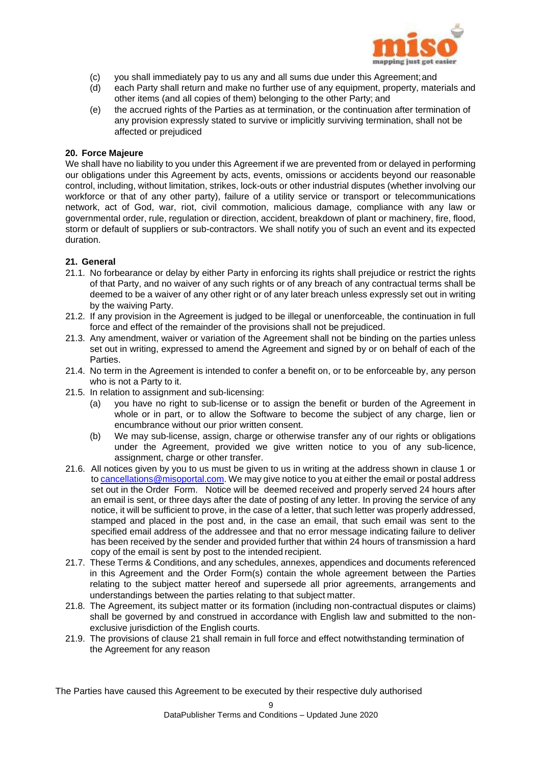(c) you shall immediately pay to us any and all sums due under this Agreement; and

(d) each Party shall return and make no further use of any equipment, property, materials and other items (and all copies of them) belonging to the other Party; and

(e) the accrued rights of the Parties as at termination, or the continuation after termination of any provision expressly stated to survive or implicitly surviving termination, shall not be affected or prejudiced

**20. Force Majeure**

We shall have no liability to you under this Agreement if we are prevented from or delayed in performing our obligations under this Agreement by acts, events, omissions or accidents beyond our reasonable control, including, without limitation, strikes, lock-outs or other industrial disputes (whether involving our workforce or that of any other party), failure of a utility service or transport or telecommunications network, act of God, war, riot, civil commotion, malicious damage, compliance with any law or governmental order, rule, regulation or direction, accident, breakdown of plant or machinery, fire, flood, storm or default of suppliers or sub-contractors. We shall notify you of such an event and its expected duration.

**21. General**

21.1. No forbearance or delay by either Party in enforcing its rights shall prejudice or restrict the rights of that Party, and no waiver of any such rights or of any breach of any contractual terms shall be deemed to be a waiver of any other right or of any later breach unless expressly set out in writing by the waiving Party.

21.2. If any provision in the Agreement is judged to be illegal or unenforceable, the continuation in full force and effect of the remainder of the provisions shall not be prejudiced.

21.3. Any amendment, waiver or variation of the Agreement shall not be binding on the parties unless set out in writing, expressed to amend the Agreement and signed by or on behalf of each of the Parties.

21.4. No term in the Agreement is intended to confer a benefit on, or to be enforceable by, any person who is not a Party to it.

21.5. In relation to assignment and sub-licensing:

(a) you have no right to sub-license or to assign the benefit or burden of the Agreement in whole or in part, or to allow the Software to become the subject of any charge, lien or encumbrance without our prior written consent.

(b) We may sub-license, assign, charge or otherwise transfer any of our rights or obligations under the Agreement, provided we give written notice to you of any sub-licence, assignment, charge or other transfer.

21.6. All notices given by you to us must be given to us in writing at the address shown in clause 1 or to cancellations@misoportal.com. We may give notice to you at either the email or postal address set out in the Order Form. Notice will be deemed received and properly served 24 hours after an email is sent, or three days after the date of posting of any letter. In proving the service of any notice, it will be sufficient to prove, in the case of a letter, that such letter was properly addressed, stamped and placed in the post and, in the case an email, that such email was sent to the specified email address of the addressee and that no error message indicating failure to deliver has been received by the sender and provided further that within 24 hours of transmission a hard copy of the email is sent by post to the intended recipient.

21.7. These Terms & Conditions, and any schedules, annexes, appendices and documents referenced in this Agreement and the Order Form(s) contain the whole agreement between the Parties relating to the subject matter hereof and supersede all prior agreements, arrangements and understandings between the parties relating to that subject matter.

21.8. The Agreement, its subject matter or its formation (including non-contractual disputes or claims) shall be governed by and construed in accordance with English law and submitted to the non-exclusive jurisdiction of the English courts.

21.9. The provisions of clause 21 shall remain in full force and effect notwithstanding termination of the Agreement for any reason

The Parties have caused this Agreement to be executed by their respective duly authorised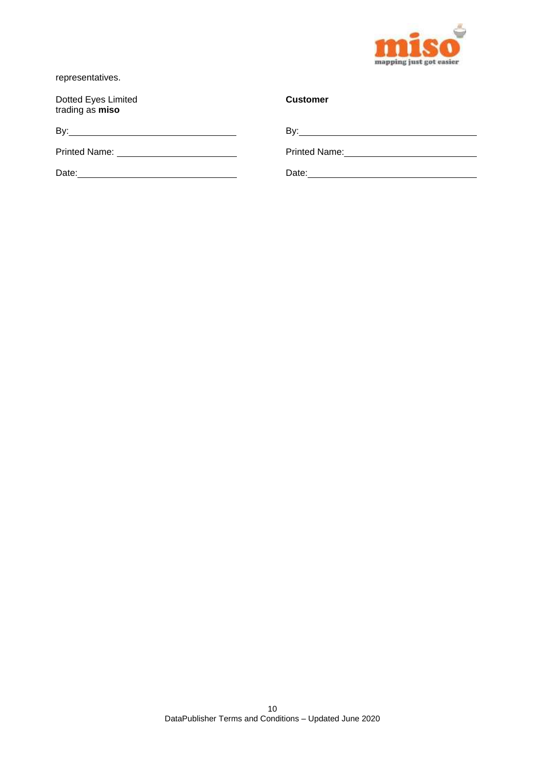representatives.

| Dotted Eyes Limited trading as **miso** | **Customer** |
| --- | --- |
| By: | By: |
| Printed Name: | Printed Name: |
| Date: | Date: |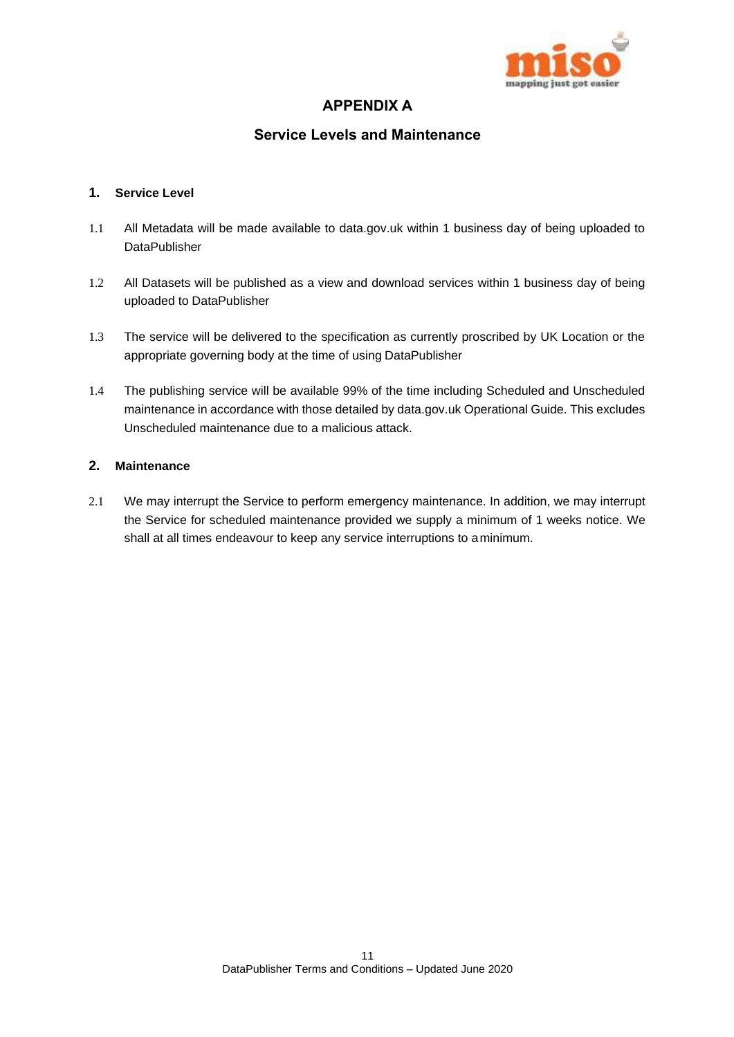# APPENDIX A

## Service Levels and Maintenance

### 1. Service Level

1.1 All Metadata will be made available to data.gov.uk within 1 business day of being uploaded to DataPublisher

1.2 All Datasets will be published as a view and download services within 1 business day of being uploaded to DataPublisher

1.3 The service will be delivered to the specification as currently proscribed by UK Location or the appropriate governing body at the time of using DataPublisher

1.4 The publishing service will be available 99% of the time including Scheduled and Unscheduled maintenance in accordance with those detailed by data.gov.uk Operational Guide. This excludes Unscheduled maintenance due to a malicious attack.

### 2. Maintenance

2.1 We may interrupt the Service to perform emergency maintenance. In addition, we may interrupt the Service for scheduled maintenance provided we supply a minimum of 1 weeks notice. We shall at all times endeavour to keep any service interruptions to a minimum.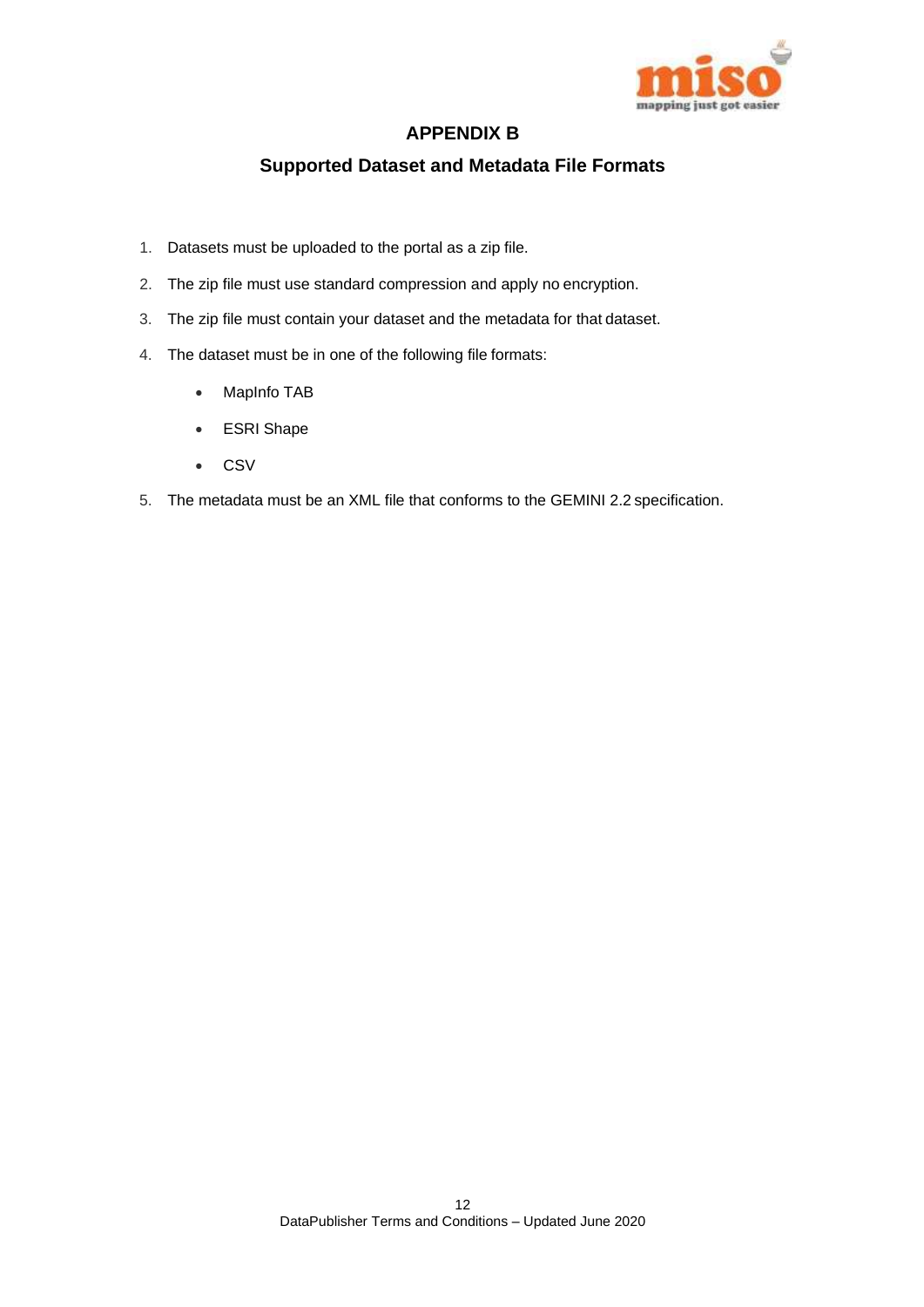## APPENDIX B

## Supported Dataset and Metadata File Formats

1. Datasets must be uploaded to the portal as a zip file.
2. The zip file must use standard compression and apply no encryption.
3. The zip file must contain your dataset and the metadata for that dataset.
4. The dataset must be in one of the following file formats:
    - MapInfo TAB
    - ESRI Shape
    - CSV
5. The metadata must be an XML file that conforms to the GEMINI 2.2 specification.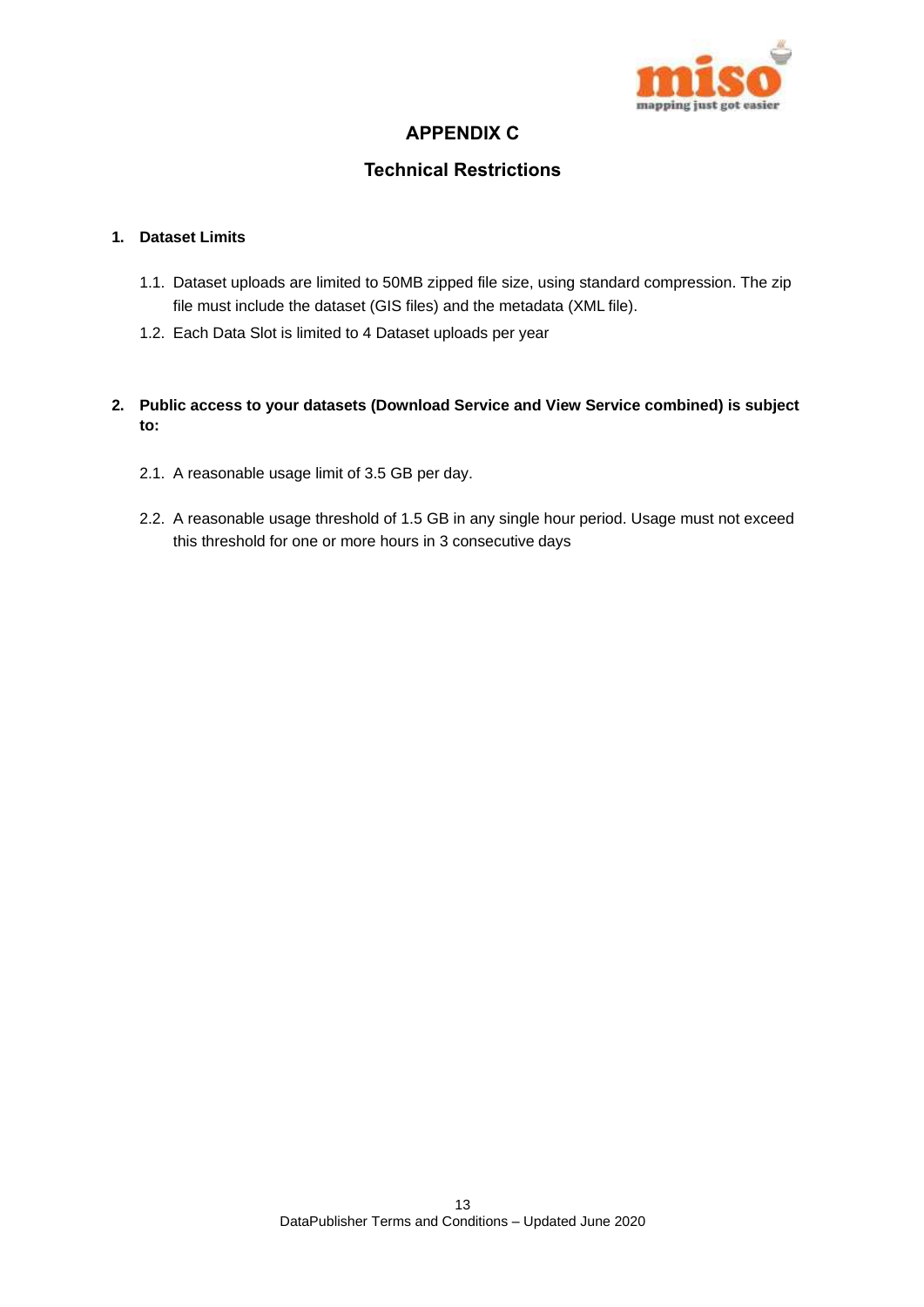# APPENDIX C

## Technical Restrictions

**1. Dataset Limits**

1.1. Dataset uploads are limited to 50MB zipped file size, using standard compression. The zip file must include the dataset (GIS files) and the metadata (XML file).

1.2. Each Data Slot is limited to 4 Dataset uploads per year

**2. Public access to your datasets (Download Service and View Service combined) is subject to:**

2.1. A reasonable usage limit of 3.5 GB per day.

2.2. A reasonable usage threshold of 1.5 GB in any single hour period. Usage must not exceed this threshold for one or more hours in 3 consecutive days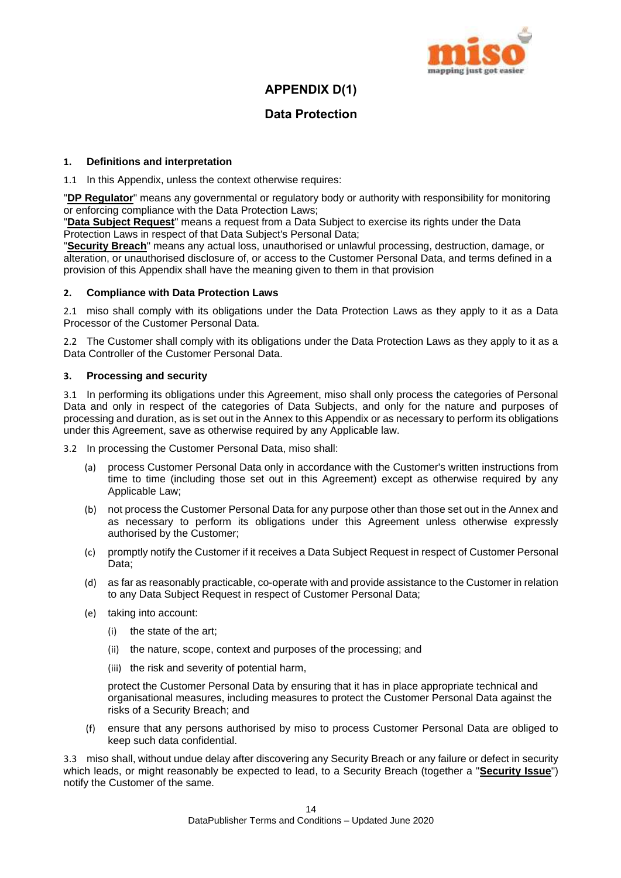# APPENDIX D(1)

## Data Protection

**1. Definitions and interpretation**

1.1 In this Appendix, unless the context otherwise requires:

"**DP Regulator**" means any governmental or regulatory body or authority with responsibility for monitoring or enforcing compliance with the Data Protection Laws;
"**Data Subject Request**" means a request from a Data Subject to exercise its rights under the Data Protection Laws in respect of that Data Subject's Personal Data;
"**Security Breach**" means any actual loss, unauthorised or unlawful processing, destruction, damage, or alteration, or unauthorised disclosure of, or access to the Customer Personal Data, and terms defined in a provision of this Appendix shall have the meaning given to them in that provision

**2. Compliance with Data Protection Laws**

2.1 miso shall comply with its obligations under the Data Protection Laws as they apply to it as a Data Processor of the Customer Personal Data.

2.2 The Customer shall comply with its obligations under the Data Protection Laws as they apply to it as a Data Controller of the Customer Personal Data.

**3. Processing and security**

3.1 In performing its obligations under this Agreement, miso shall only process the categories of Personal Data and only in respect of the categories of Data Subjects, and only for the nature and purposes of processing and duration, as is set out in the Annex to this Appendix or as necessary to perform its obligations under this Agreement, save as otherwise required by any Applicable law.

3.2 In processing the Customer Personal Data, miso shall:

(a) process Customer Personal Data only in accordance with the Customer's written instructions from time to time (including those set out in this Agreement) except as otherwise required by any Applicable Law;

(b) not process the Customer Personal Data for any purpose other than those set out in the Annex and as necessary to perform its obligations under this Agreement unless otherwise expressly authorised by the Customer;

(c) promptly notify the Customer if it receives a Data Subject Request in respect of Customer Personal Data;

(d) as far as reasonably practicable, co-operate with and provide assistance to the Customer in relation to any Data Subject Request in respect of Customer Personal Data;

(e) taking into account:

(i) the state of the art;

(ii) the nature, scope, context and purposes of the processing; and

(iii) the risk and severity of potential harm,

protect the Customer Personal Data by ensuring that it has in place appropriate technical and organisational measures, including measures to protect the Customer Personal Data against the risks of a Security Breach; and

(f) ensure that any persons authorised by miso to process Customer Personal Data are obliged to keep such data confidential.

3.3 miso shall, without undue delay after discovering any Security Breach or any failure or defect in security which leads, or might reasonably be expected to lead, to a Security Breach (together a "**Security Issue**") notify the Customer of the same.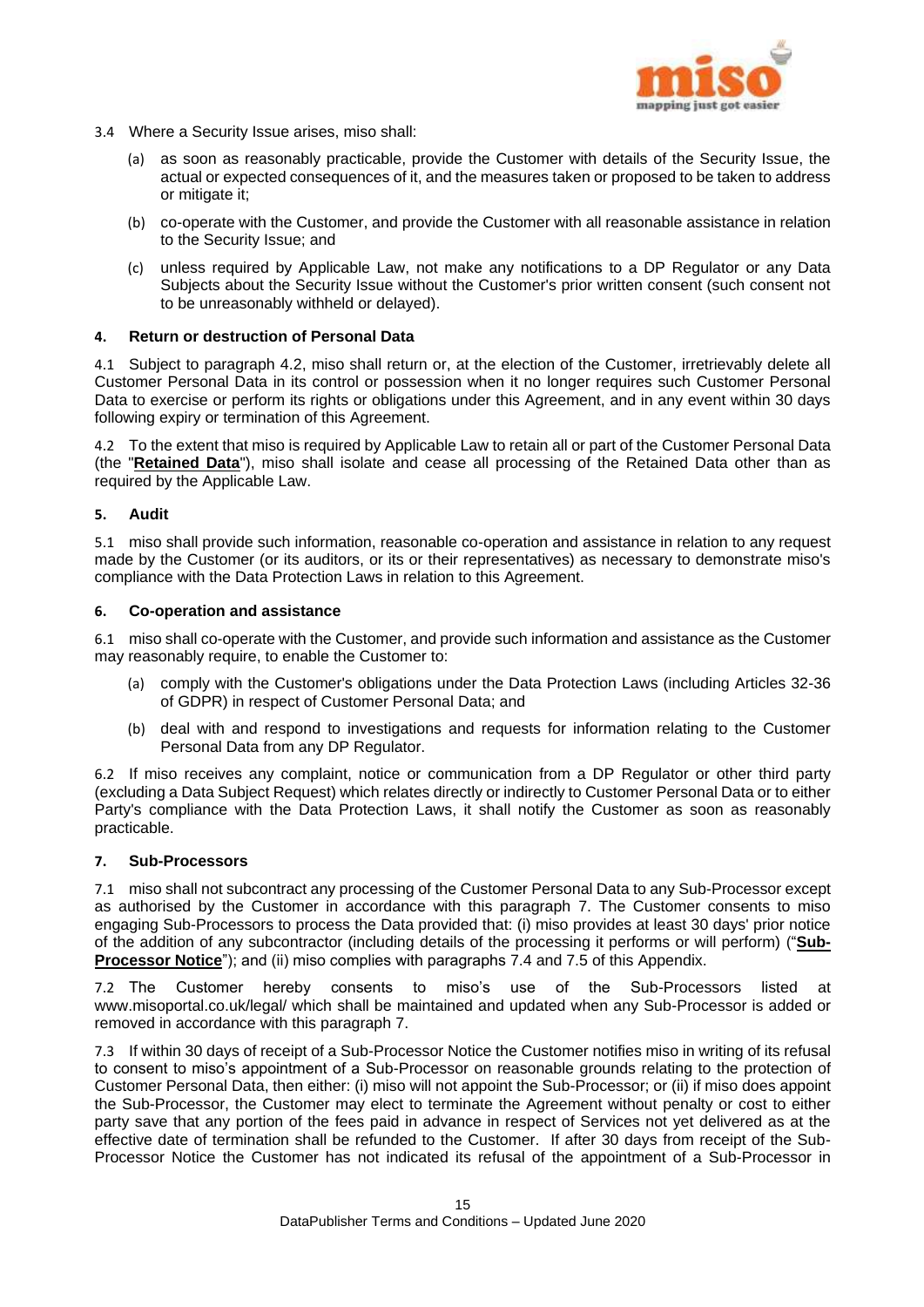3.4 Where a Security Issue arises, miso shall:

(a) as soon as reasonably practicable, provide the Customer with details of the Security Issue, the actual or expected consequences of it, and the measures taken or proposed to be taken to address or mitigate it;

(b) co-operate with the Customer, and provide the Customer with all reasonable assistance in relation to the Security Issue; and

(c) unless required by Applicable Law, not make any notifications to a DP Regulator or any Data Subjects about the Security Issue without the Customer's prior written consent (such consent not to be unreasonably withheld or delayed).

**4. Return or destruction of Personal Data**

4.1 Subject to paragraph 4.2, miso shall return or, at the election of the Customer, irretrievably delete all Customer Personal Data in its control or possession when it no longer requires such Customer Personal Data to exercise or perform its rights or obligations under this Agreement, and in any event within 30 days following expiry or termination of this Agreement.

4.2 To the extent that miso is required by Applicable Law to retain all or part of the Customer Personal Data (the "**Retained Data**"), miso shall isolate and cease all processing of the Retained Data other than as required by the Applicable Law.

**5. Audit**

5.1 miso shall provide such information, reasonable co-operation and assistance in relation to any request made by the Customer (or its auditors, or its or their representatives) as necessary to demonstrate miso's compliance with the Data Protection Laws in relation to this Agreement.

**6. Co-operation and assistance**

6.1 miso shall co-operate with the Customer, and provide such information and assistance as the Customer may reasonably require, to enable the Customer to:

(a) comply with the Customer's obligations under the Data Protection Laws (including Articles 32-36 of GDPR) in respect of Customer Personal Data; and

(b) deal with and respond to investigations and requests for information relating to the Customer Personal Data from any DP Regulator.

6.2 If miso receives any complaint, notice or communication from a DP Regulator or other third party (excluding a Data Subject Request) which relates directly or indirectly to Customer Personal Data or to either Party's compliance with the Data Protection Laws, it shall notify the Customer as soon as reasonably practicable.

**7. Sub-Processors**

7.1 miso shall not subcontract any processing of the Customer Personal Data to any Sub-Processor except as authorised by the Customer in accordance with this paragraph 7. The Customer consents to miso engaging Sub-Processors to process the Data provided that: (i) miso provides at least 30 days' prior notice of the addition of any subcontractor (including details of the processing it performs or will perform) ("**Sub-Processor Notice**"); and (ii) miso complies with paragraphs 7.4 and 7.5 of this Appendix.

7.2 The Customer hereby consents to miso's use of the Sub-Processors listed at www.misoportal.co.uk/legal/ which shall be maintained and updated when any Sub-Processor is added or removed in accordance with this paragraph 7.

7.3 If within 30 days of receipt of a Sub-Processor Notice the Customer notifies miso in writing of its refusal to consent to miso's appointment of a Sub-Processor on reasonable grounds relating to the protection of Customer Personal Data, then either: (i) miso will not appoint the Sub-Processor; or (ii) if miso does appoint the Sub-Processor, the Customer may elect to terminate the Agreement without penalty or cost to either party save that any portion of the fees paid in advance in respect of Services not yet delivered as at the effective date of termination shall be refunded to the Customer. If after 30 days from receipt of the Sub-Processor Notice the Customer has not indicated its refusal of the appointment of a Sub-Processor in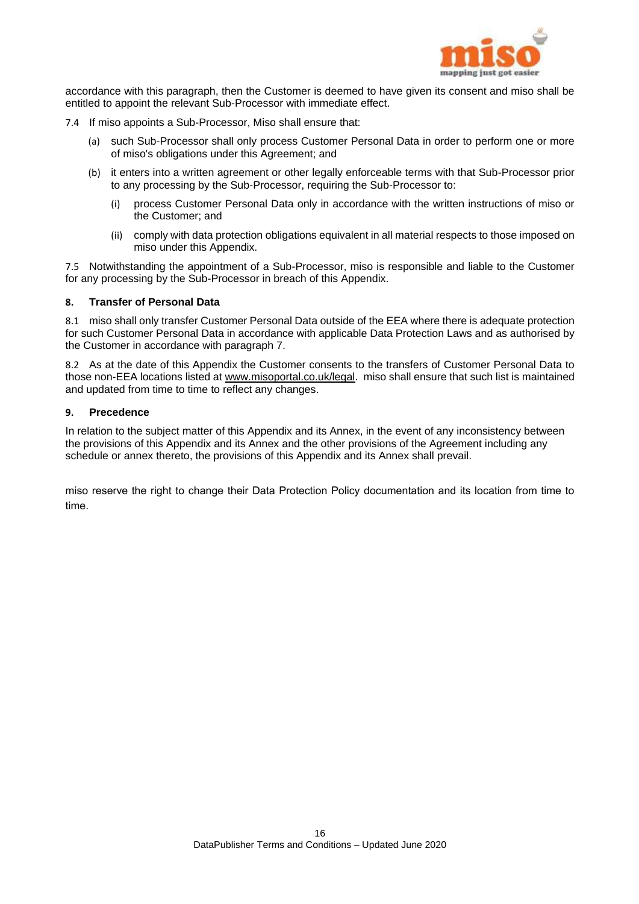accordance with this paragraph, then the Customer is deemed to have given its consent and miso shall be entitled to appoint the relevant Sub-Processor with immediate effect.

7.4 If miso appoints a Sub-Processor, Miso shall ensure that:

(a) such Sub-Processor shall only process Customer Personal Data in order to perform one or more of miso's obligations under this Agreement; and

(b) it enters into a written agreement or other legally enforceable terms with that Sub-Processor prior to any processing by the Sub-Processor, requiring the Sub-Processor to:

(i) process Customer Personal Data only in accordance with the written instructions of miso or the Customer; and

(ii) comply with data protection obligations equivalent in all material respects to those imposed on miso under this Appendix.

7.5 Notwithstanding the appointment of a Sub-Processor, miso is responsible and liable to the Customer for any processing by the Sub-Processor in breach of this Appendix.

**8. Transfer of Personal Data**

8.1 miso shall only transfer Customer Personal Data outside of the EEA where there is adequate protection for such Customer Personal Data in accordance with applicable Data Protection Laws and as authorised by the Customer in accordance with paragraph 7.

8.2 As at the date of this Appendix the Customer consents to the transfers of Customer Personal Data to those non-EEA locations listed at www.misoportal.co.uk/legal. miso shall ensure that such list is maintained and updated from time to time to reflect any changes.

**9. Precedence**

In relation to the subject matter of this Appendix and its Annex, in the event of any inconsistency between the provisions of this Appendix and its Annex and the other provisions of the Agreement including any schedule or annex thereto, the provisions of this Appendix and its Annex shall prevail.

miso reserve the right to change their Data Protection Policy documentation and its location from time to time.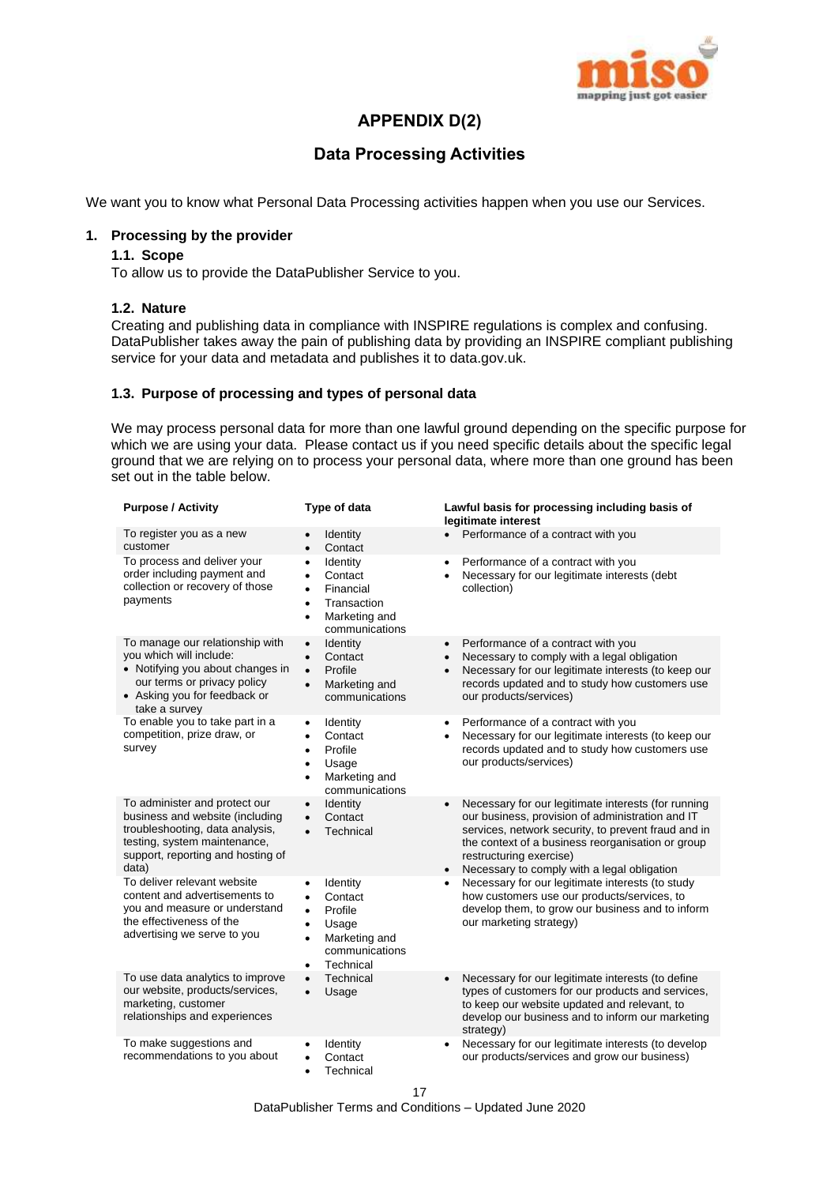## APPENDIX D(2)

## Data Processing Activities

We want you to know what Personal Data Processing activities happen when you use our Services.

### 1. Processing by the provider

#### 1.1. Scope

To allow us to provide the DataPublisher Service to you.

#### 1.2. Nature

Creating and publishing data in compliance with INSPIRE regulations is complex and confusing. DataPublisher takes away the pain of publishing data by providing an INSPIRE compliant publishing service for your data and metadata and publishes it to data.gov.uk.

#### 1.3. Purpose of processing and types of personal data

We may process personal data for more than one lawful ground depending on the specific purpose for which we are using your data. Please contact us if you need specific details about the specific legal ground that we are relying on to process your personal data, where more than one ground has been set out in the table below.

| Purpose / Activity | Type of data | Lawful basis for processing including basis of legitimate interest |
|---|---|---|
| To register you as a new customer | • Identity<br>• Contact | • Performance of a contract with you |
| To process and deliver your order including payment and collection or recovery of those payments | • Identity<br>• Contact<br>• Financial<br>• Transaction<br>• Marketing and communications | • Performance of a contract with you<br>• Necessary for our legitimate interests (debt collection) |
| To manage our relationship with you which will include:<br>• Notifying you about changes in our terms or privacy policy<br>• Asking you for feedback or take a survey | • Identity<br>• Contact<br>• Profile<br>• Marketing and communications | • Performance of a contract with you<br>• Necessary to comply with a legal obligation<br>• Necessary for our legitimate interests (to keep our records updated and to study how customers use our products/services) |
| To enable you to take part in a competition, prize draw, or survey | • Identity<br>• Contact<br>• Profile<br>• Usage<br>• Marketing and communications | • Performance of a contract with you<br>• Necessary for our legitimate interests (to keep our records updated and to study how customers use our products/services) |
| To administer and protect our business and website (including troubleshooting, data analysis, testing, system maintenance, support, reporting and hosting of data) | • Identity<br>• Contact<br>• Technical | • Necessary for our legitimate interests (for running our business, provision of administration and IT services, network security, to prevent fraud and in the context of a business reorganisation or group restructuring exercise)<br>• Necessary to comply with a legal obligation |
| To deliver relevant website content and advertisements to you and measure or understand the effectiveness of the advertising we serve to you | • Identity<br>• Contact<br>• Profile<br>• Usage<br>• Marketing and communications<br>• Technical | • Necessary for our legitimate interests (to study how customers use our products/services, to develop them, to grow our business and to inform our marketing strategy) |
| To use data analytics to improve our website, products/services, marketing, customer relationships and experiences | • Technical<br>• Usage | • Necessary for our legitimate interests (to define types of customers for our products and services, to keep our website updated and relevant, to develop our business and to inform our marketing strategy) |
| To make suggestions and recommendations to you about | • Identity<br>• Contact<br>• Technical | • Necessary for our legitimate interests (to develop our products/services and grow our business) |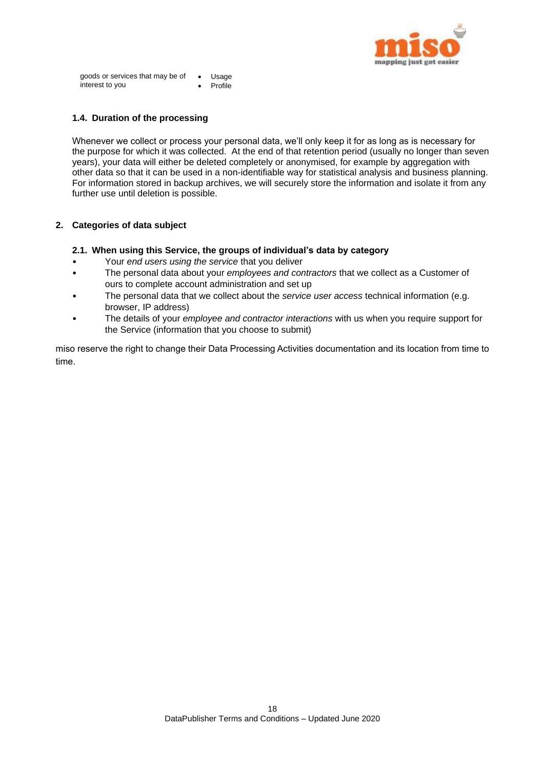| goods or services that may be of interest to you | • Usage<br>• Profile |
| --- | --- |

### 1.4. Duration of the processing

Whenever we collect or process your personal data, we'll only keep it for as long as is necessary for the purpose for which it was collected. At the end of that retention period (usually no longer than seven years), your data will either be deleted completely or anonymised, for example by aggregation with other data so that it can be used in a non-identifiable way for statistical analysis and business planning. For information stored in backup archives, we will securely store the information and isolate it from any further use until deletion is possible.

## 2. Categories of data subject

### 2.1. When using this Service, the groups of individual's data by category

- Your *end users using the service* that you deliver
- The personal data about your *employees and contractors* that we collect as a Customer of ours to complete account administration and set up
- The personal data that we collect about the *service user access* technical information (e.g. browser, IP address)
- The details of your *employee and contractor interactions* with us when you require support for the Service (information that you choose to submit)

miso reserve the right to change their Data Processing Activities documentation and its location from time to time.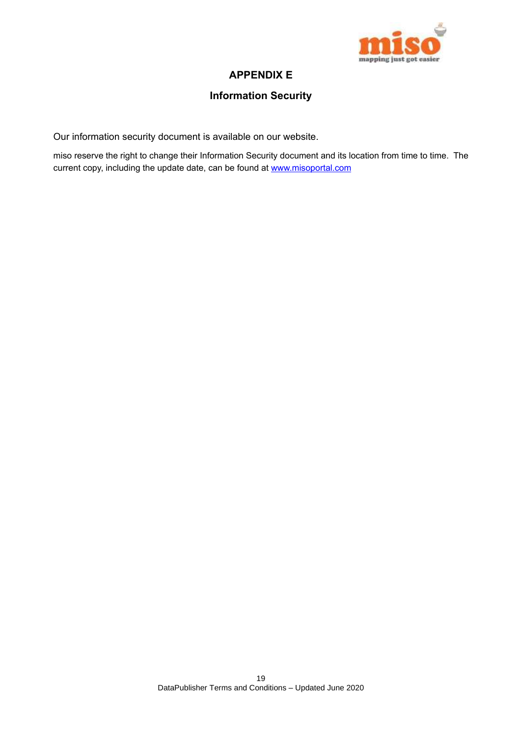# APPENDIX E

## Information Security

Our information security document is available on our website.

miso reserve the right to change their Information Security document and its location from time to time. The current copy, including the update date, can be found at [www.misoportal.com](http://www.misoportal.com)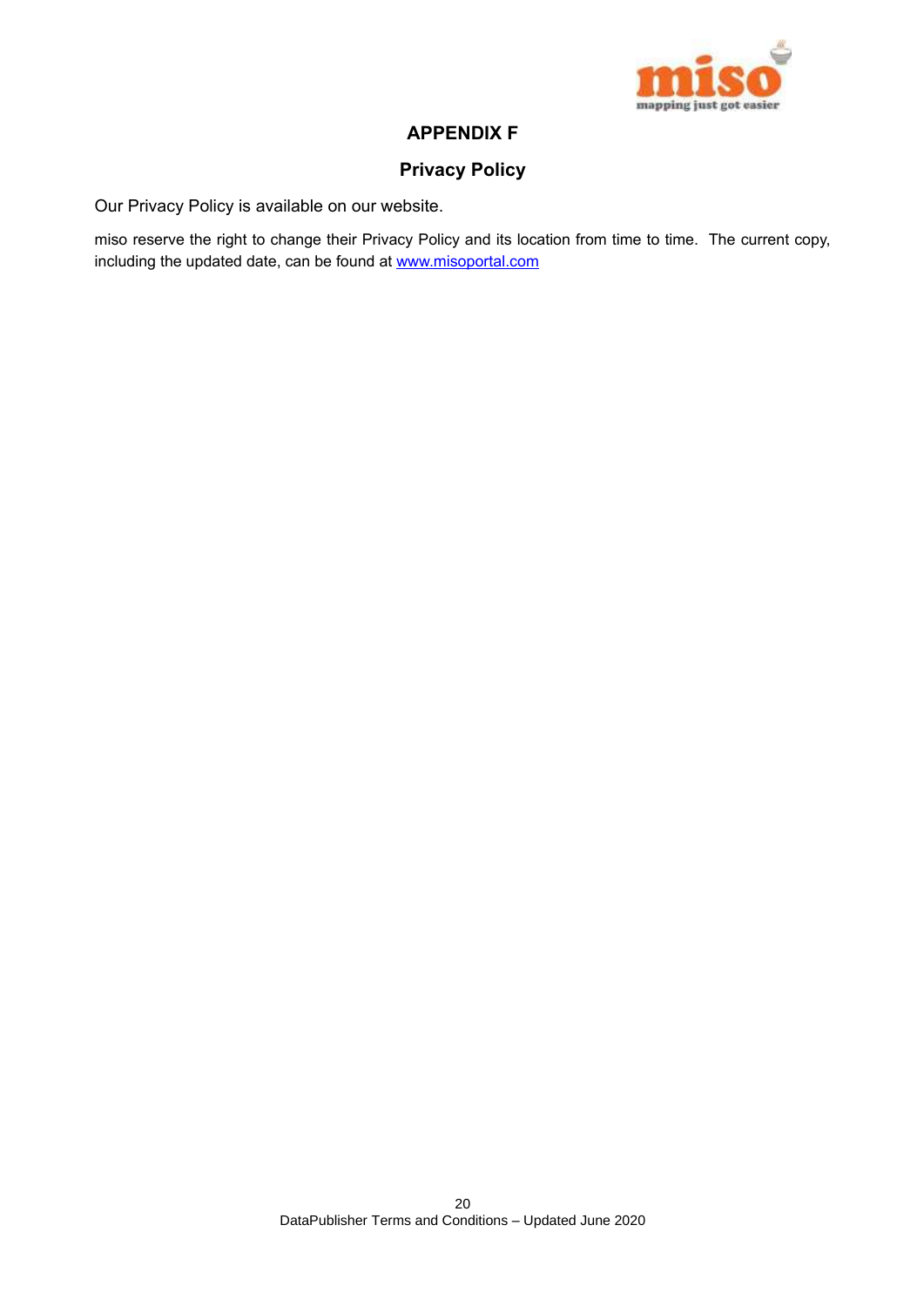# APPENDIX F

## Privacy Policy

Our Privacy Policy is available on our website.

miso reserve the right to change their Privacy Policy and its location from time to time. The current copy, including the updated date, can be found at www.misoportal.com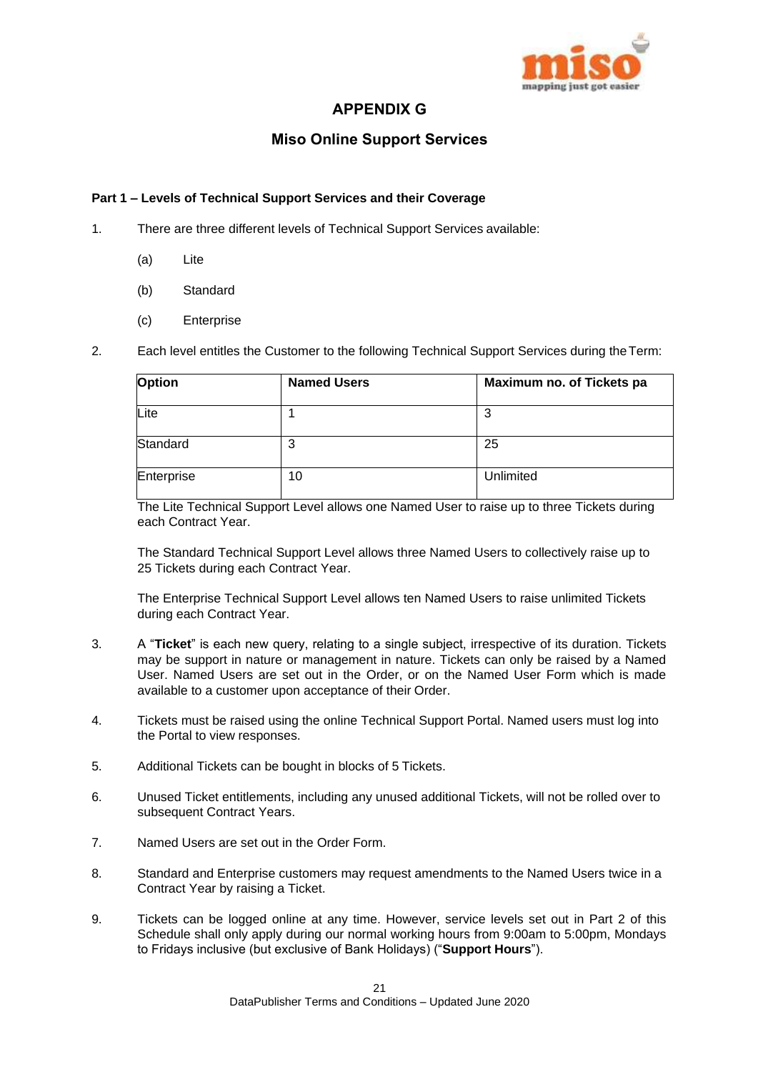# APPENDIX G

## Miso Online Support Services

**Part 1 – Levels of Technical Support Services and their Coverage**

1. There are three different levels of Technical Support Services available:

   (a) Lite

   (b) Standard

   (c) Enterprise

2. Each level entitles the Customer to the following Technical Support Services during the Term:

| Option | Named Users | Maximum no. of Tickets pa |
|---|---|---|
| Lite | 1 | 3 |
| Standard | 3 | 25 |
| Enterprise | 10 | Unlimited |

   The Lite Technical Support Level allows one Named User to raise up to three Tickets during each Contract Year.

   The Standard Technical Support Level allows three Named Users to collectively raise up to 25 Tickets during each Contract Year.

   The Enterprise Technical Support Level allows ten Named Users to raise unlimited Tickets during each Contract Year.

3. A "**Ticket**" is each new query, relating to a single subject, irrespective of its duration. Tickets may be support in nature or management in nature. Tickets can only be raised by a Named User. Named Users are set out in the Order, or on the Named User Form which is made available to a customer upon acceptance of their Order.

4. Tickets must be raised using the online Technical Support Portal. Named users must log into the Portal to view responses.

5. Additional Tickets can be bought in blocks of 5 Tickets.

6. Unused Ticket entitlements, including any unused additional Tickets, will not be rolled over to subsequent Contract Years.

7. Named Users are set out in the Order Form.

8. Standard and Enterprise customers may request amendments to the Named Users twice in a Contract Year by raising a Ticket.

9. Tickets can be logged online at any time. However, service levels set out in Part 2 of this Schedule shall only apply during our normal working hours from 9:00am to 5:00pm, Mondays to Fridays inclusive (but exclusive of Bank Holidays) ("**Support Hours**").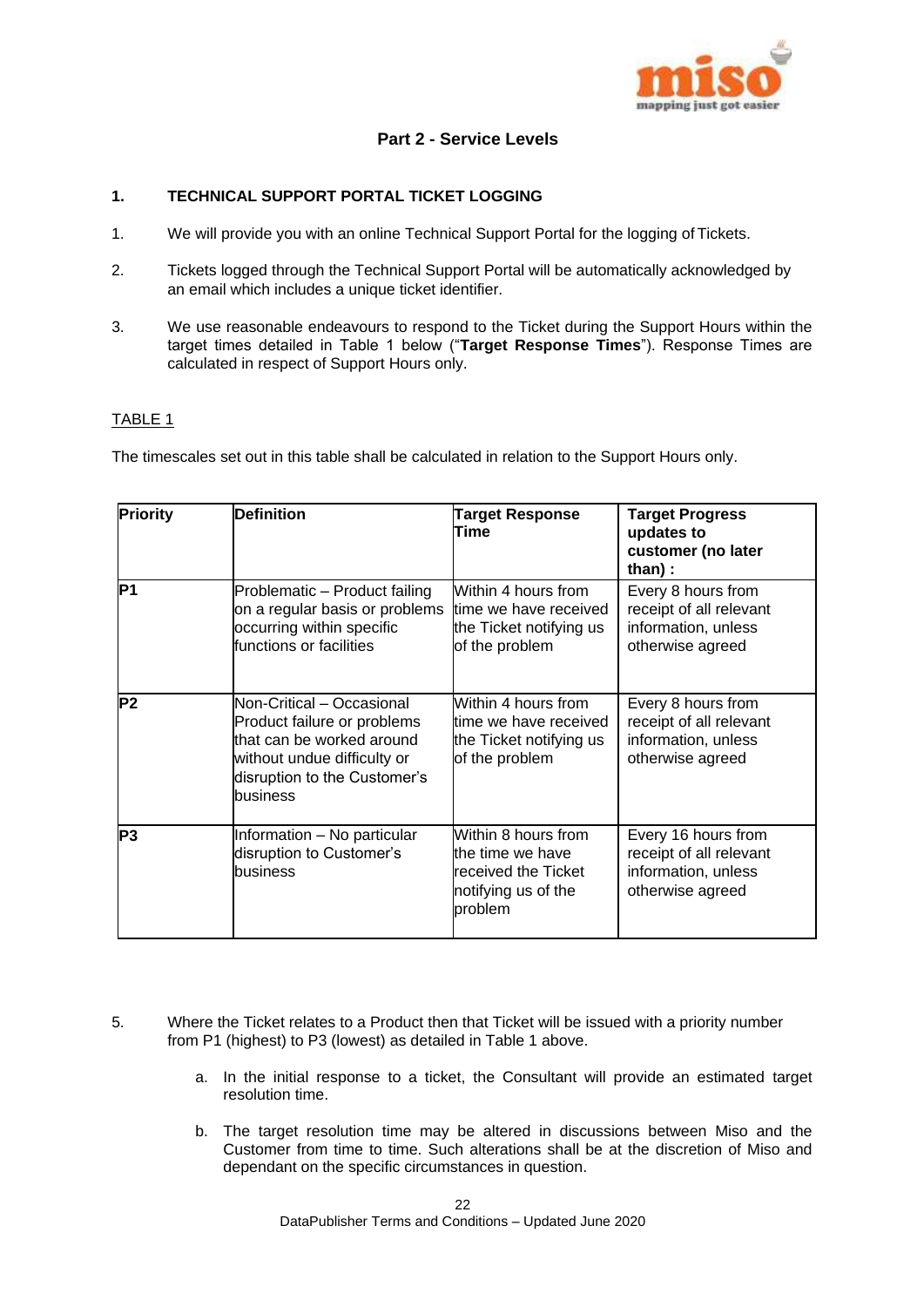## Part 2 - Service Levels

### 1. TECHNICAL SUPPORT PORTAL TICKET LOGGING

1. We will provide you with an online Technical Support Portal for the logging of Tickets.

2. Tickets logged through the Technical Support Portal will be automatically acknowledged by an email which includes a unique ticket identifier.

3. We use reasonable endeavours to respond to the Ticket during the Support Hours within the target times detailed in Table 1 below ("**Target Response Times**"). Response Times are calculated in respect of Support Hours only.

TABLE 1

The timescales set out in this table shall be calculated in relation to the Support Hours only.

| Priority | Definition | Target Response Time | Target Progress updates to customer (no later than) : |
|---|---|---|---|
| P1 | Problematic – Product failing on a regular basis or problems occurring within specific functions or facilities | Within 4 hours from time we have received the Ticket notifying us of the problem | Every 8 hours from receipt of all relevant information, unless otherwise agreed |
| P2 | Non-Critical – Occasional Product failure or problems that can be worked around without undue difficulty or disruption to the Customer's business | Within 4 hours from time we have received the Ticket notifying us of the problem | Every 8 hours from receipt of all relevant information, unless otherwise agreed |
| P3 | Information – No particular disruption to Customer's business | Within 8 hours from the time we have received the Ticket notifying us of the problem | Every 16 hours from receipt of all relevant information, unless otherwise agreed |

5. Where the Ticket relates to a Product then that Ticket will be issued with a priority number from P1 (highest) to P3 (lowest) as detailed in Table 1 above.

   a. In the initial response to a ticket, the Consultant will provide an estimated target resolution time.

   b. The target resolution time may be altered in discussions between Miso and the Customer from time to time. Such alterations shall be at the discretion of Miso and dependant on the specific circumstances in question.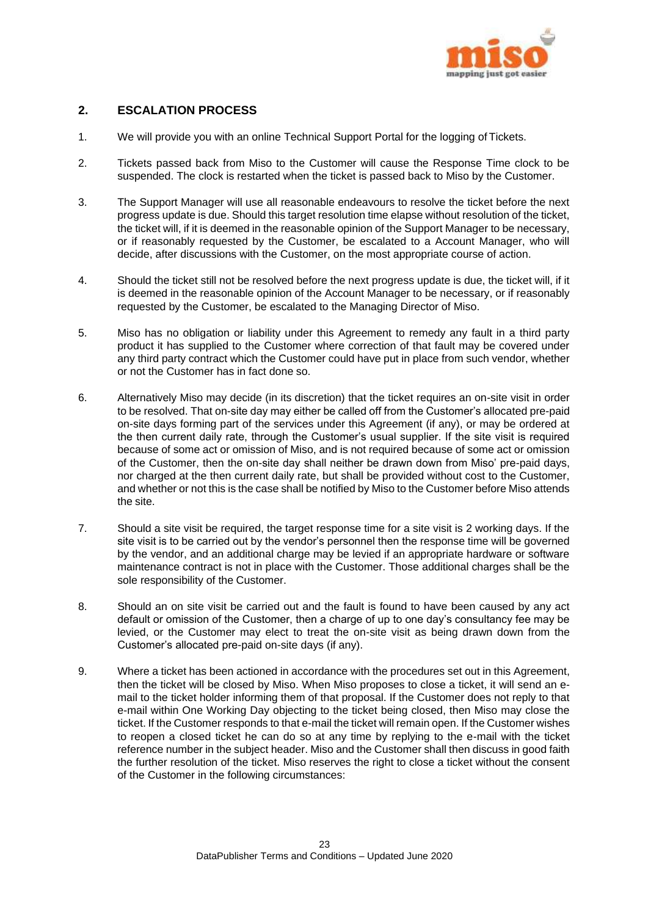## 2. ESCALATION PROCESS

1. We will provide you with an online Technical Support Portal for the logging of Tickets.

2. Tickets passed back from Miso to the Customer will cause the Response Time clock to be suspended. The clock is restarted when the ticket is passed back to Miso by the Customer.

3. The Support Manager will use all reasonable endeavours to resolve the ticket before the next progress update is due. Should this target resolution time elapse without resolution of the ticket, the ticket will, if it is deemed in the reasonable opinion of the Support Manager to be necessary, or if reasonably requested by the Customer, be escalated to a Account Manager, who will decide, after discussions with the Customer, on the most appropriate course of action.

4. Should the ticket still not be resolved before the next progress update is due, the ticket will, if it is deemed in the reasonable opinion of the Account Manager to be necessary, or if reasonably requested by the Customer, be escalated to the Managing Director of Miso.

5. Miso has no obligation or liability under this Agreement to remedy any fault in a third party product it has supplied to the Customer where correction of that fault may be covered under any third party contract which the Customer could have put in place from such vendor, whether or not the Customer has in fact done so.

6. Alternatively Miso may decide (in its discretion) that the ticket requires an on-site visit in order to be resolved. That on-site day may either be called off from the Customer's allocated pre-paid on-site days forming part of the services under this Agreement (if any), or may be ordered at the then current daily rate, through the Customer's usual supplier. If the site visit is required because of some act or omission of Miso, and is not required because of some act or omission of the Customer, then the on-site day shall neither be drawn down from Miso' pre-paid days, nor charged at the then current daily rate, but shall be provided without cost to the Customer, and whether or not this is the case shall be notified by Miso to the Customer before Miso attends the site.

7. Should a site visit be required, the target response time for a site visit is 2 working days. If the site visit is to be carried out by the vendor's personnel then the response time will be governed by the vendor, and an additional charge may be levied if an appropriate hardware or software maintenance contract is not in place with the Customer. Those additional charges shall be the sole responsibility of the Customer.

8. Should an on site visit be carried out and the fault is found to have been caused by any act default or omission of the Customer, then a charge of up to one day's consultancy fee may be levied, or the Customer may elect to treat the on-site visit as being drawn down from the Customer's allocated pre-paid on-site days (if any).

9. Where a ticket has been actioned in accordance with the procedures set out in this Agreement, then the ticket will be closed by Miso. When Miso proposes to close a ticket, it will send an e-mail to the ticket holder informing them of that proposal. If the Customer does not reply to that e-mail within One Working Day objecting to the ticket being closed, then Miso may close the ticket. If the Customer responds to that e-mail the ticket will remain open. If the Customer wishes to reopen a closed ticket he can do so at any time by replying to the e-mail with the ticket reference number in the subject header. Miso and the Customer shall then discuss in good faith the further resolution of the ticket. Miso reserves the right to close a ticket without the consent of the Customer in the following circumstances: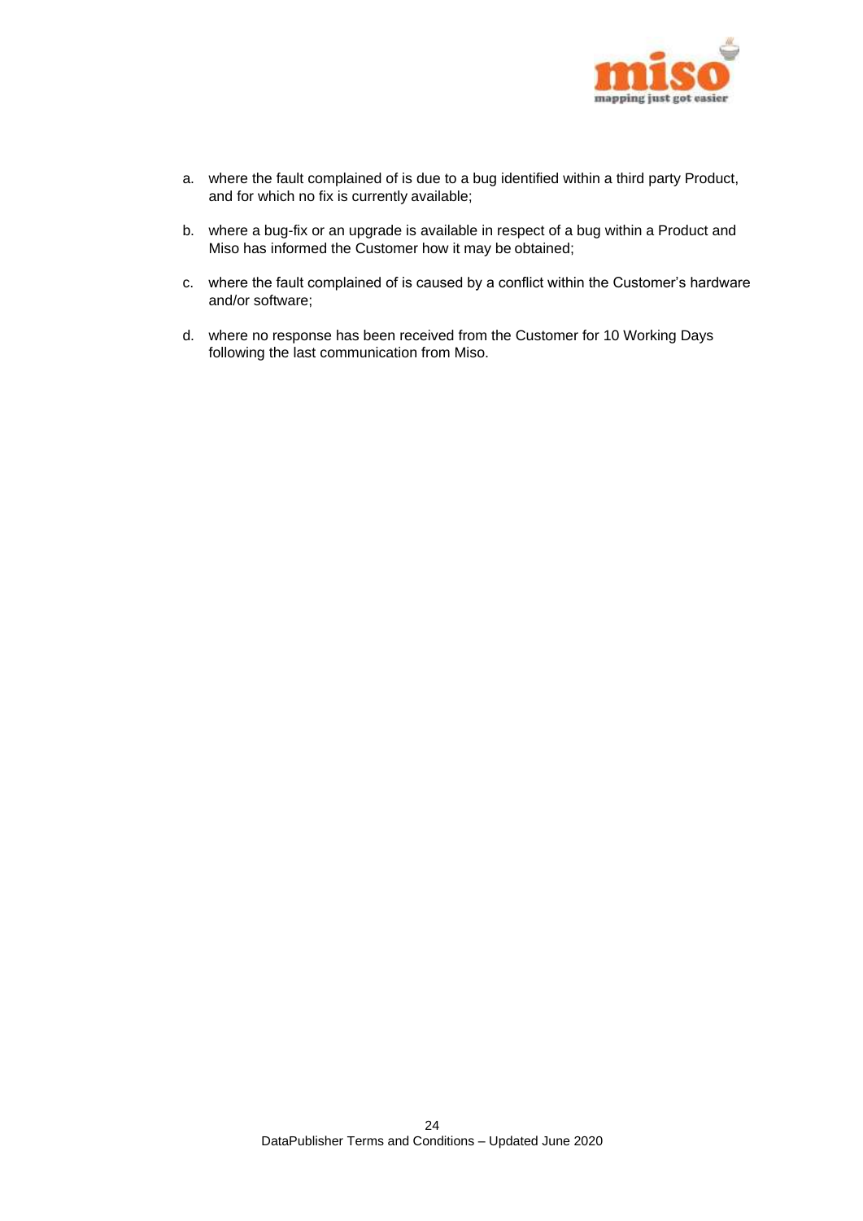a. where the fault complained of is due to a bug identified within a third party Product, and for which no fix is currently available;

b. where a bug-fix or an upgrade is available in respect of a bug within a Product and Miso has informed the Customer how it may be obtained;

c. where the fault complained of is caused by a conflict within the Customer's hardware and/or software;

d. where no response has been received from the Customer for 10 Working Days following the last communication from Miso.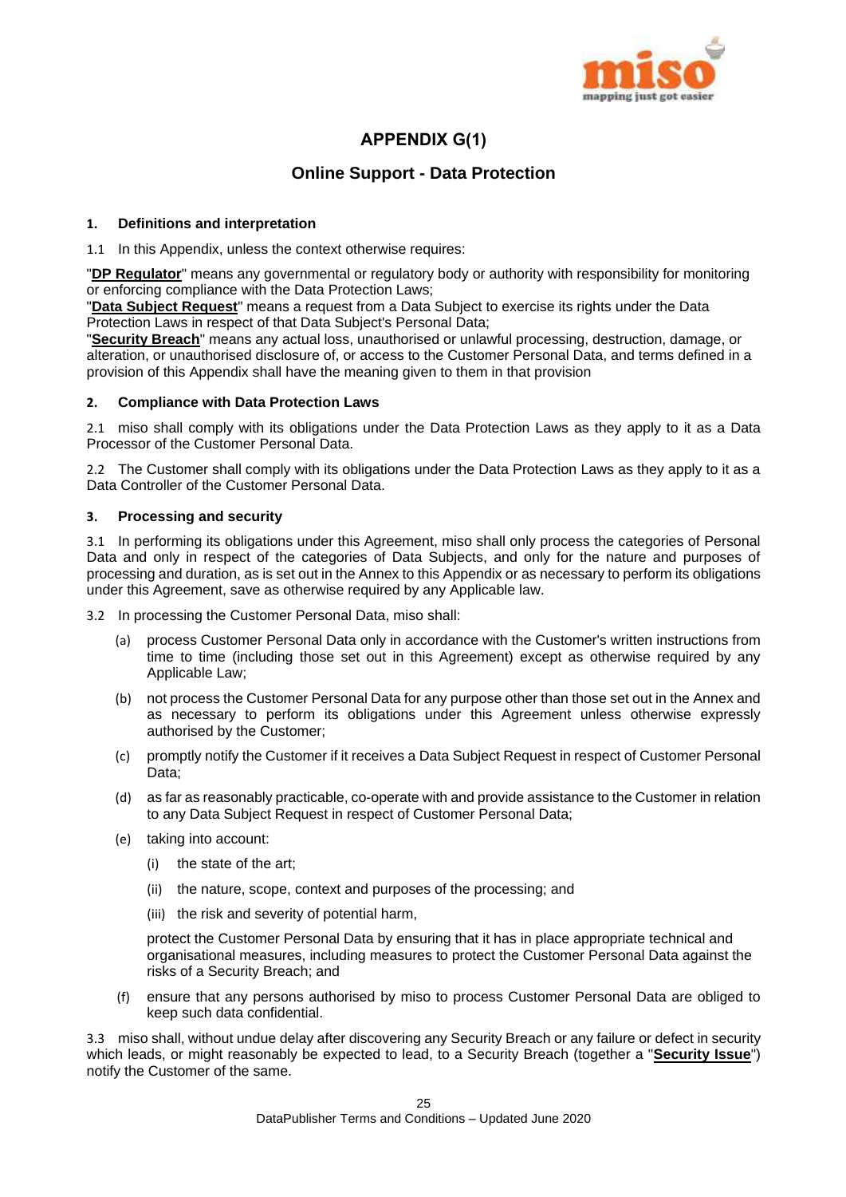# APPENDIX G(1)

## Online Support - Data Protection

**1. Definitions and interpretation**

1.1 In this Appendix, unless the context otherwise requires:

"**DP Regulator**" means any governmental or regulatory body or authority with responsibility for monitoring or enforcing compliance with the Data Protection Laws;
"**Data Subject Request**" means a request from a Data Subject to exercise its rights under the Data Protection Laws in respect of that Data Subject's Personal Data;
"**Security Breach**" means any actual loss, unauthorised or unlawful processing, destruction, damage, or alteration, or unauthorised disclosure of, or access to the Customer Personal Data, and terms defined in a provision of this Appendix shall have the meaning given to them in that provision

**2. Compliance with Data Protection Laws**

2.1 miso shall comply with its obligations under the Data Protection Laws as they apply to it as a Data Processor of the Customer Personal Data.

2.2 The Customer shall comply with its obligations under the Data Protection Laws as they apply to it as a Data Controller of the Customer Personal Data.

**3. Processing and security**

3.1 In performing its obligations under this Agreement, miso shall only process the categories of Personal Data and only in respect of the categories of Data Subjects, and only for the nature and purposes of processing and duration, as is set out in the Annex to this Appendix or as necessary to perform its obligations under this Agreement, save as otherwise required by any Applicable law.

3.2 In processing the Customer Personal Data, miso shall:

(a) process Customer Personal Data only in accordance with the Customer's written instructions from time to time (including those set out in this Agreement) except as otherwise required by any Applicable Law;

(b) not process the Customer Personal Data for any purpose other than those set out in the Annex and as necessary to perform its obligations under this Agreement unless otherwise expressly authorised by the Customer;

(c) promptly notify the Customer if it receives a Data Subject Request in respect of Customer Personal Data;

(d) as far as reasonably practicable, co-operate with and provide assistance to the Customer in relation to any Data Subject Request in respect of Customer Personal Data;

(e) taking into account:

(i) the state of the art;

(ii) the nature, scope, context and purposes of the processing; and

(iii) the risk and severity of potential harm,

protect the Customer Personal Data by ensuring that it has in place appropriate technical and organisational measures, including measures to protect the Customer Personal Data against the risks of a Security Breach; and

(f) ensure that any persons authorised by miso to process Customer Personal Data are obliged to keep such data confidential.

3.3 miso shall, without undue delay after discovering any Security Breach or any failure or defect in security which leads, or might reasonably be expected to lead, to a Security Breach (together a "**Security Issue**") notify the Customer of the same.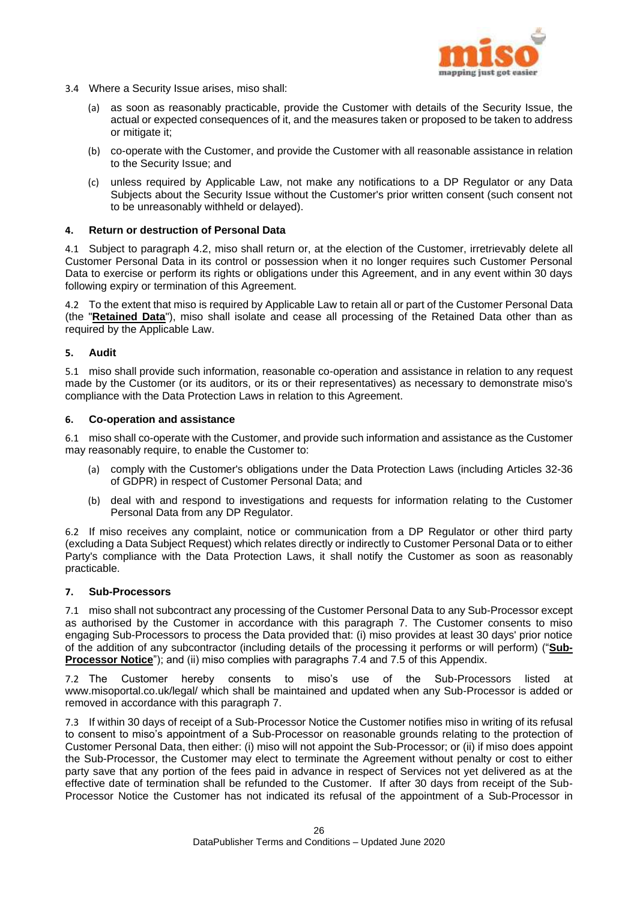3.4 Where a Security Issue arises, miso shall:

(a) as soon as reasonably practicable, provide the Customer with details of the Security Issue, the actual or expected consequences of it, and the measures taken or proposed to be taken to address or mitigate it;

(b) co-operate with the Customer, and provide the Customer with all reasonable assistance in relation to the Security Issue; and

(c) unless required by Applicable Law, not make any notifications to a DP Regulator or any Data Subjects about the Security Issue without the Customer's prior written consent (such consent not to be unreasonably withheld or delayed).

**4. Return or destruction of Personal Data**

4.1 Subject to paragraph 4.2, miso shall return or, at the election of the Customer, irretrievably delete all Customer Personal Data in its control or possession when it no longer requires such Customer Personal Data to exercise or perform its rights or obligations under this Agreement, and in any event within 30 days following expiry or termination of this Agreement.

4.2 To the extent that miso is required by Applicable Law to retain all or part of the Customer Personal Data (the "**Retained Data**"), miso shall isolate and cease all processing of the Retained Data other than as required by the Applicable Law.

**5. Audit**

5.1 miso shall provide such information, reasonable co-operation and assistance in relation to any request made by the Customer (or its auditors, or its or their representatives) as necessary to demonstrate miso's compliance with the Data Protection Laws in relation to this Agreement.

**6. Co-operation and assistance**

6.1 miso shall co-operate with the Customer, and provide such information and assistance as the Customer may reasonably require, to enable the Customer to:

(a) comply with the Customer's obligations under the Data Protection Laws (including Articles 32-36 of GDPR) in respect of Customer Personal Data; and

(b) deal with and respond to investigations and requests for information relating to the Customer Personal Data from any DP Regulator.

6.2 If miso receives any complaint, notice or communication from a DP Regulator or other third party (excluding a Data Subject Request) which relates directly or indirectly to Customer Personal Data or to either Party's compliance with the Data Protection Laws, it shall notify the Customer as soon as reasonably practicable.

**7. Sub-Processors**

7.1 miso shall not subcontract any processing of the Customer Personal Data to any Sub-Processor except as authorised by the Customer in accordance with this paragraph 7. The Customer consents to miso engaging Sub-Processors to process the Data provided that: (i) miso provides at least 30 days' prior notice of the addition of any subcontractor (including details of the processing it performs or will perform) ("**Sub-Processor Notice**"); and (ii) miso complies with paragraphs 7.4 and 7.5 of this Appendix.

7.2 The Customer hereby consents to miso's use of the Sub-Processors listed at www.misoportal.co.uk/legal/ which shall be maintained and updated when any Sub-Processor is added or removed in accordance with this paragraph 7.

7.3 If within 30 days of receipt of a Sub-Processor Notice the Customer notifies miso in writing of its refusal to consent to miso's appointment of a Sub-Processor on reasonable grounds relating to the protection of Customer Personal Data, then either: (i) miso will not appoint the Sub-Processor; or (ii) if miso does appoint the Sub-Processor, the Customer may elect to terminate the Agreement without penalty or cost to either party save that any portion of the fees paid in advance in respect of Services not yet delivered as at the effective date of termination shall be refunded to the Customer. If after 30 days from receipt of the Sub-Processor Notice the Customer has not indicated its refusal of the appointment of a Sub-Processor in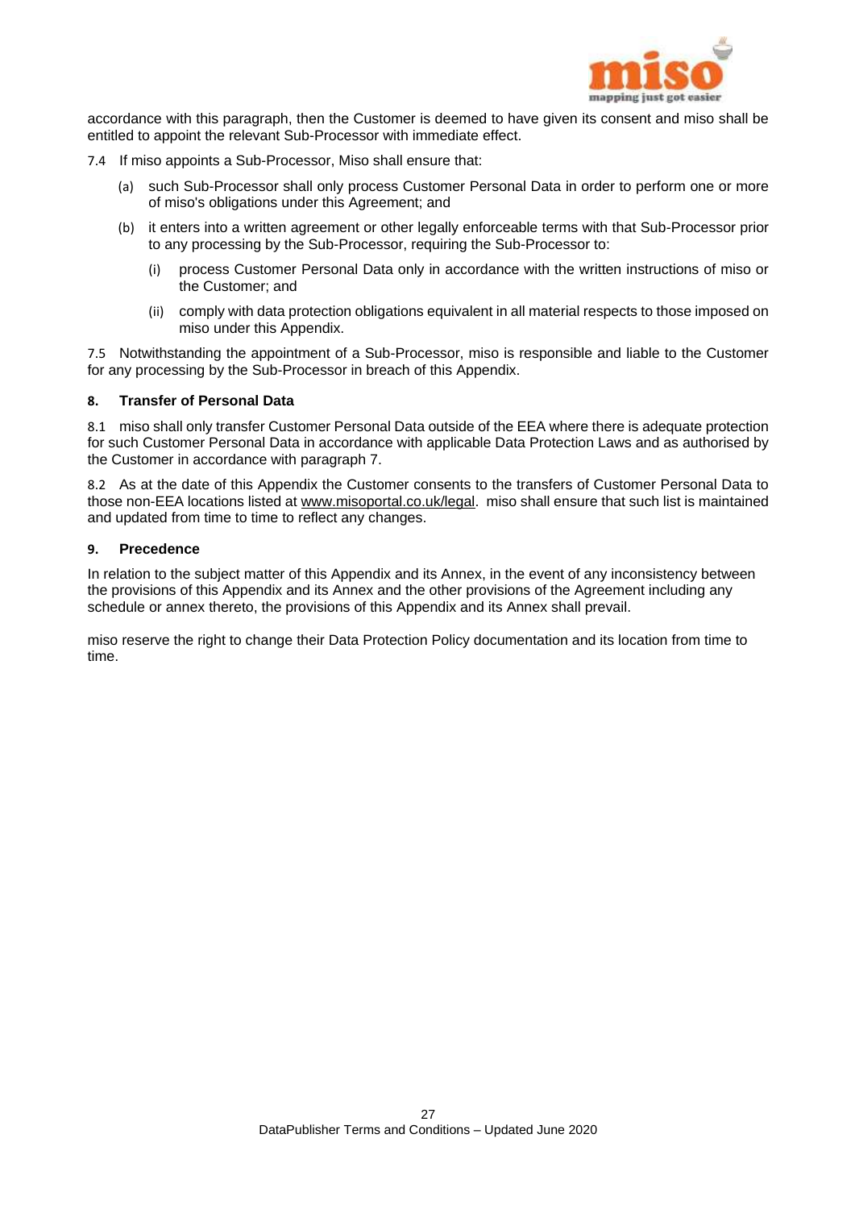accordance with this paragraph, then the Customer is deemed to have given its consent and miso shall be entitled to appoint the relevant Sub-Processor with immediate effect.

7.4 If miso appoints a Sub-Processor, Miso shall ensure that:

(a) such Sub-Processor shall only process Customer Personal Data in order to perform one or more of miso's obligations under this Agreement; and

(b) it enters into a written agreement or other legally enforceable terms with that Sub-Processor prior to any processing by the Sub-Processor, requiring the Sub-Processor to:

(i) process Customer Personal Data only in accordance with the written instructions of miso or the Customer; and

(ii) comply with data protection obligations equivalent in all material respects to those imposed on miso under this Appendix.

7.5 Notwithstanding the appointment of a Sub-Processor, miso is responsible and liable to the Customer for any processing by the Sub-Processor in breach of this Appendix.

**8. Transfer of Personal Data**

8.1 miso shall only transfer Customer Personal Data outside of the EEA where there is adequate protection for such Customer Personal Data in accordance with applicable Data Protection Laws and as authorised by the Customer in accordance with paragraph 7.

8.2 As at the date of this Appendix the Customer consents to the transfers of Customer Personal Data to those non-EEA locations listed at www.misoportal.co.uk/legal. miso shall ensure that such list is maintained and updated from time to time to reflect any changes.

**9. Precedence**

In relation to the subject matter of this Appendix and its Annex, in the event of any inconsistency between the provisions of this Appendix and its Annex and the other provisions of the Agreement including any schedule or annex thereto, the provisions of this Appendix and its Annex shall prevail.

miso reserve the right to change their Data Protection Policy documentation and its location from time to time.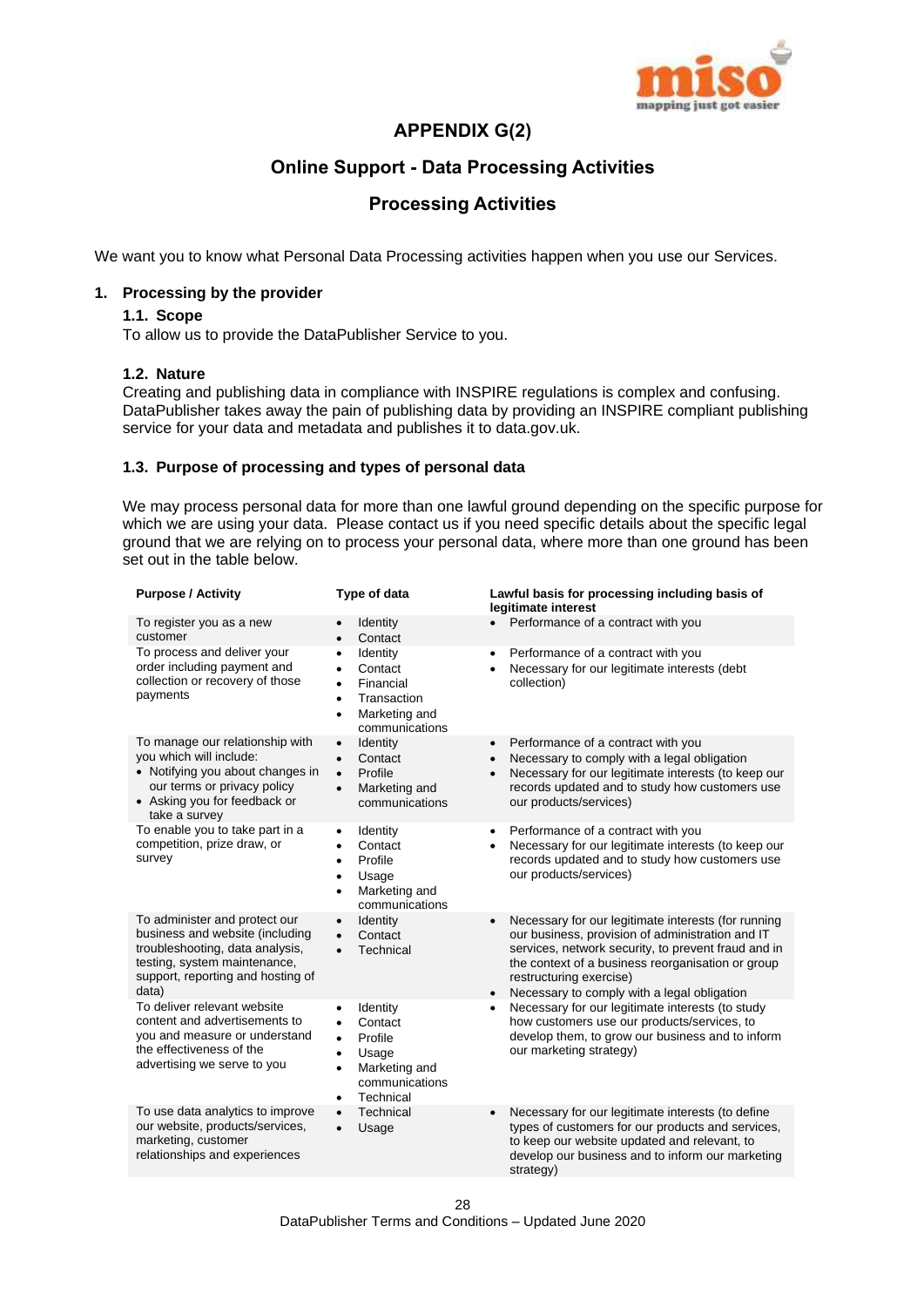# APPENDIX G(2)

## Online Support - Data Processing Activities

## Processing Activities

We want you to know what Personal Data Processing activities happen when you use our Services.

### 1. Processing by the provider

#### 1.1. Scope

To allow us to provide the DataPublisher Service to you.

#### 1.2. Nature

Creating and publishing data in compliance with INSPIRE regulations is complex and confusing. DataPublisher takes away the pain of publishing data by providing an INSPIRE compliant publishing service for your data and metadata and publishes it to data.gov.uk.

#### 1.3. Purpose of processing and types of personal data

We may process personal data for more than one lawful ground depending on the specific purpose for which we are using your data. Please contact us if you need specific details about the specific legal ground that we are relying on to process your personal data, where more than one ground has been set out in the table below.

| Purpose / Activity | Type of data | Lawful basis for processing including basis of legitimate interest |
|---|---|---|
| To register you as a new customer | • Identity<br>• Contact | • Performance of a contract with you |
| To process and deliver your order including payment and collection or recovery of those payments | • Identity<br>• Contact<br>• Financial<br>• Transaction<br>• Marketing and communications | • Performance of a contract with you<br>• Necessary for our legitimate interests (debt collection) |
| To manage our relationship with you which will include:<br>• Notifying you about changes in our terms or privacy policy<br>• Asking you for feedback or take a survey | • Identity<br>• Contact<br>• Profile<br>• Marketing and communications | • Performance of a contract with you<br>• Necessary to comply with a legal obligation<br>• Necessary for our legitimate interests (to keep our records updated and to study how customers use our products/services) |
| To enable you to take part in a competition, prize draw, or survey | • Identity<br>• Contact<br>• Profile<br>• Usage<br>• Marketing and communications | • Performance of a contract with you<br>• Necessary for our legitimate interests (to keep our records updated and to study how customers use our products/services) |
| To administer and protect our business and website (including troubleshooting, data analysis, testing, system maintenance, support, reporting and hosting of data) | • Identity<br>• Contact<br>• Technical | • Necessary for our legitimate interests (for running our business, provision of administration and IT services, network security, to prevent fraud and in the context of a business reorganisation or group restructuring exercise)<br>• Necessary to comply with a legal obligation |
| To deliver relevant website content and advertisements to you and measure or understand the effectiveness of the advertising we serve to you | • Identity<br>• Contact<br>• Profile<br>• Usage<br>• Marketing and communications<br>• Technical | • Necessary for our legitimate interests (to study how customers use our products/services, to develop them, to grow our business and to inform our marketing strategy) |
| To use data analytics to improve our website, products/services, marketing, customer relationships and experiences | • Technical<br>• Usage | • Necessary for our legitimate interests (to define types of customers for our products and services, to keep our website updated and relevant, to develop our business and to inform our marketing strategy) |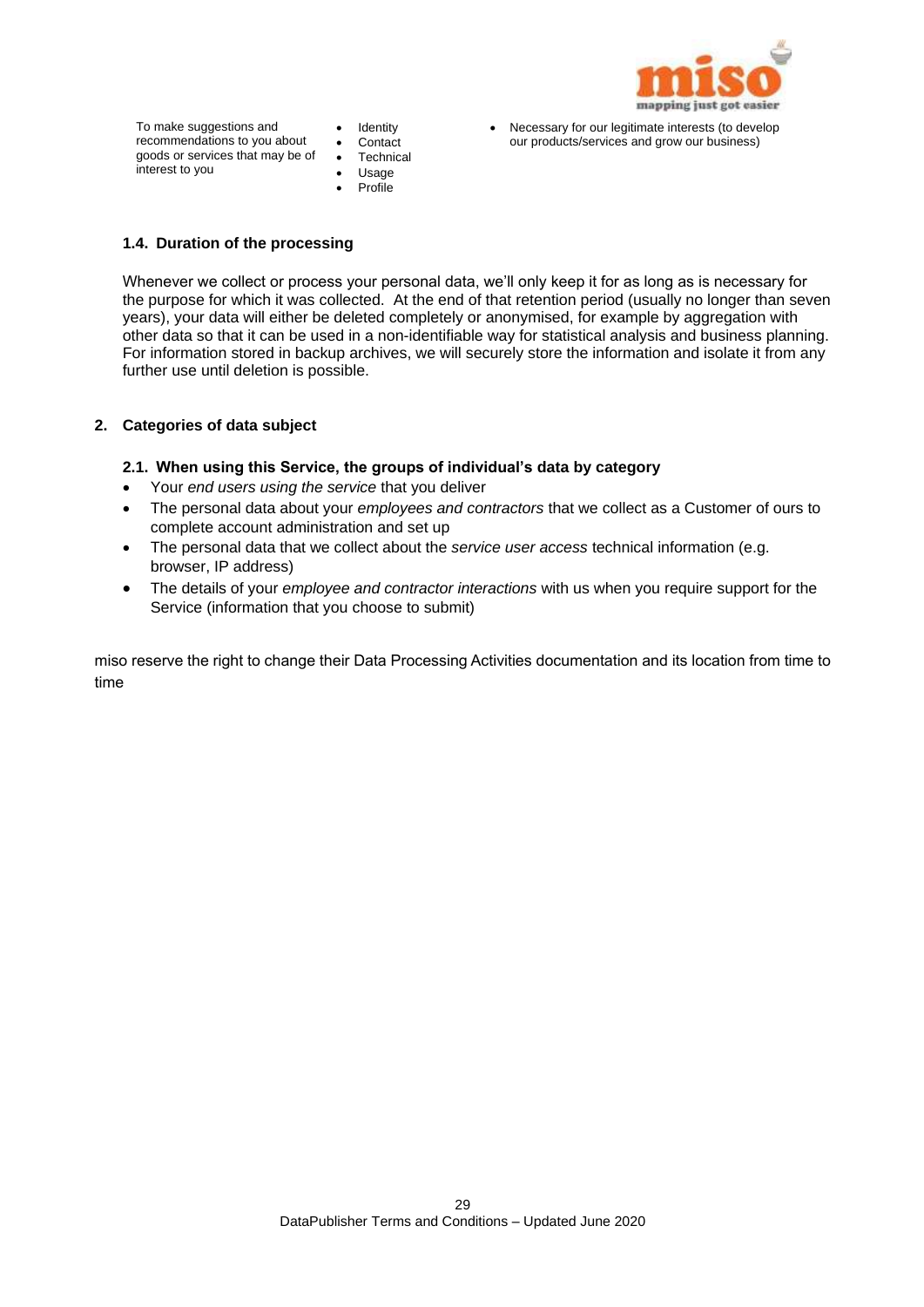| | | |
|---|---|---|
| To make suggestions and recommendations to you about goods or services that may be of interest to you | • Identity<br>• Contact<br>• Technical<br>• Usage<br>• Profile | • Necessary for our legitimate interests (to develop our products/services and grow our business) |

### 1.4. Duration of the processing

Whenever we collect or process your personal data, we'll only keep it for as long as is necessary for the purpose for which it was collected. At the end of that retention period (usually no longer than seven years), your data will either be deleted completely or anonymised, for example by aggregation with other data so that it can be used in a non-identifiable way for statistical analysis and business planning. For information stored in backup archives, we will securely store the information and isolate it from any further use until deletion is possible.

## 2. Categories of data subject

### 2.1. When using this Service, the groups of individual's data by category

- Your *end users using the service* that you deliver
- The personal data about your *employees and contractors* that we collect as a Customer of ours to complete account administration and set up
- The personal data that we collect about the *service user access* technical information (e.g. browser, IP address)
- The details of your *employee and contractor interactions* with us when you require support for the Service (information that you choose to submit)

miso reserve the right to change their Data Processing Activities documentation and its location from time to time